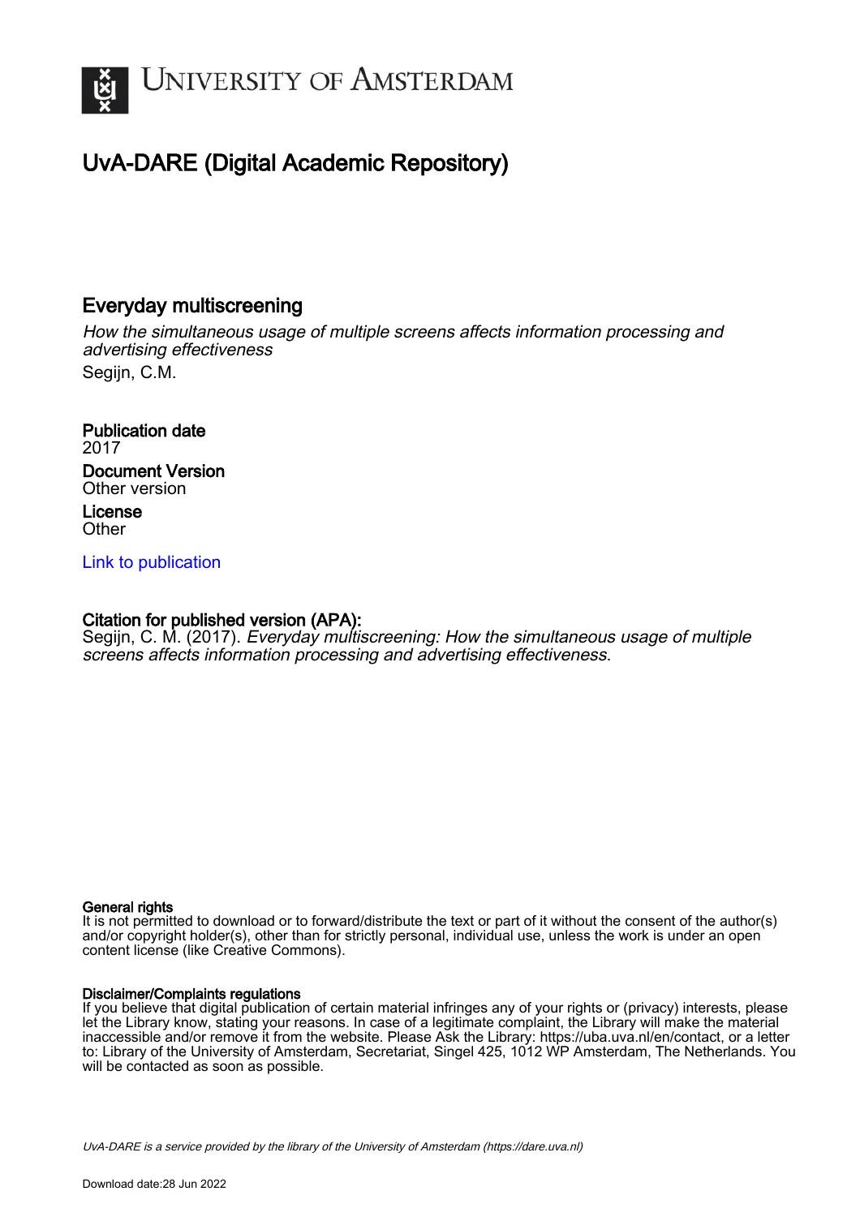# UNIVERSITY OF AMSTERDAM

## UvA-DARE (Digital Academic Repository)

### Everyday multiscreening

*How the simultaneous usage of multiple screens affects information processing and advertising effectiveness*

Segijn, C.M.

**Publication date**
2017

**Document Version**
Other version

**License**
Other

[Link to publication]

**Citation for published version (APA):**
Segijn, C. M. (2017). *Everyday multiscreening: How the simultaneous usage of multiple screens affects information processing and advertising effectiveness*.

**General rights**
It is not permitted to download or to forward/distribute the text or part of it without the consent of the author(s) and/or copyright holder(s), other than for strictly personal, individual use, unless the work is under an open content license (like Creative Commons).

**Disclaimer/Complaints regulations**
If you believe that digital publication of certain material infringes any of your rights or (privacy) interests, please let the Library know, stating your reasons. In case of a legitimate complaint, the Library will make the material inaccessible and/or remove it from the website. Please Ask the Library: https://uba.uva.nl/en/contact, or a letter to: Library of the University of Amsterdam, Secretariat, Singel 425, 1012 WP Amsterdam, The Netherlands. You will be contacted as soon as possible.

*UvA-DARE is a service provided by the library of the University of Amsterdam (https://dare.uva.nl)*

Download date:28 Jun 2022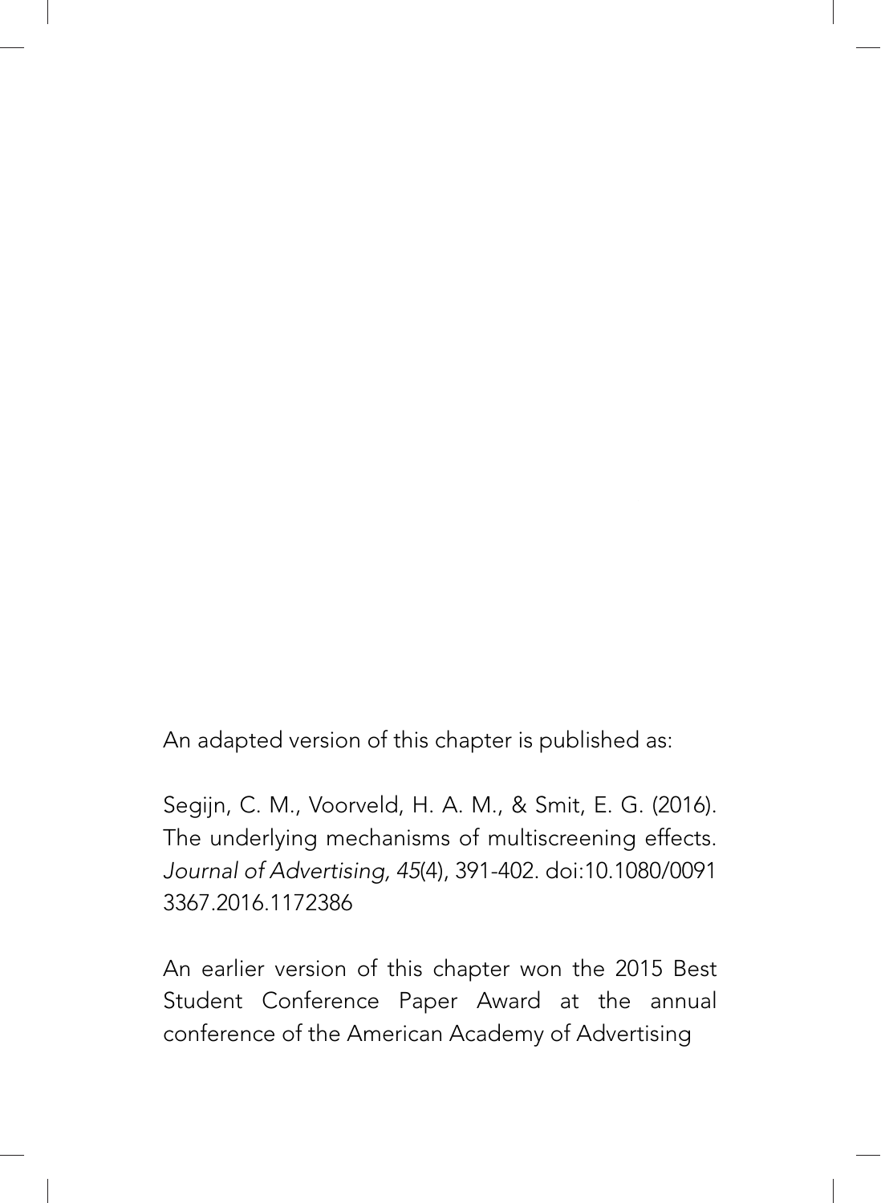An adapted version of this chapter is published as:

Segijn, C. M., Voorveld, H. A. M., & Smit, E. G. (2016). The underlying mechanisms of multiscreening effects. *Journal of Advertising, 45*(4), 391-402. doi:10.1080/00913367.2016.1172386

An earlier version of this chapter won the 2015 Best Student Conference Paper Award at the annual conference of the American Academy of Advertising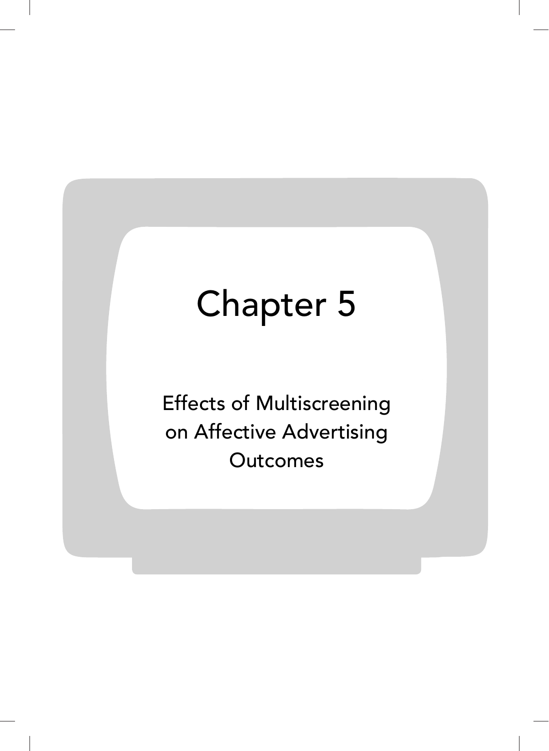# Chapter 5

## Effects of Multiscreening on Affective Advertising Outcomes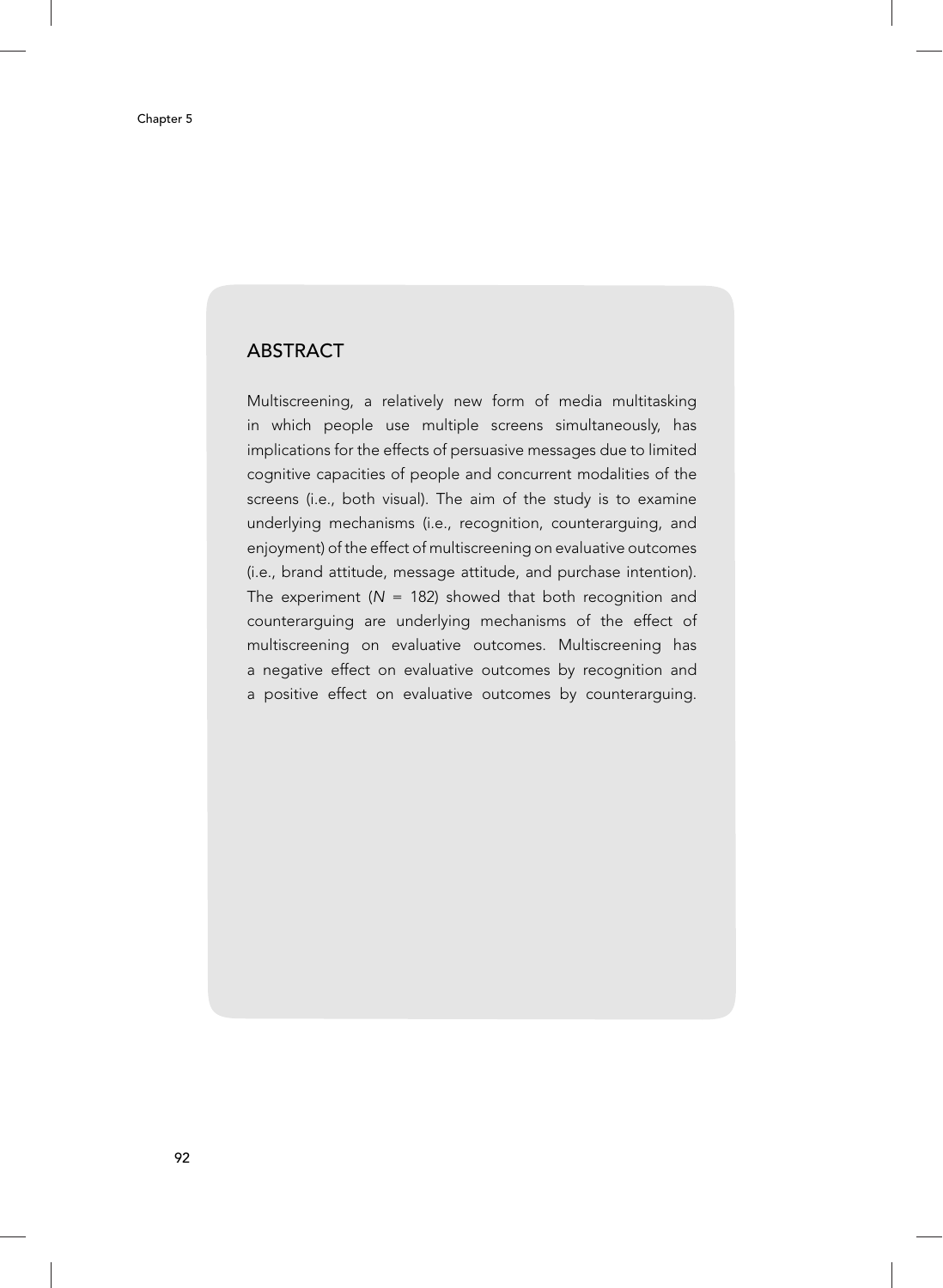## ABSTRACT

Multiscreening, a relatively new form of media multitasking in which people use multiple screens simultaneously, has implications for the effects of persuasive messages due to limited cognitive capacities of people and concurrent modalities of the screens (i.e., both visual). The aim of the study is to examine underlying mechanisms (i.e., recognition, counterarguing, and enjoyment) of the effect of multiscreening on evaluative outcomes (i.e., brand attitude, message attitude, and purchase intention). The experiment ($N$ = 182) showed that both recognition and counterarguing are underlying mechanisms of the effect of multiscreening on evaluative outcomes. Multiscreening has a negative effect on evaluative outcomes by recognition and a positive effect on evaluative outcomes by counterarguing.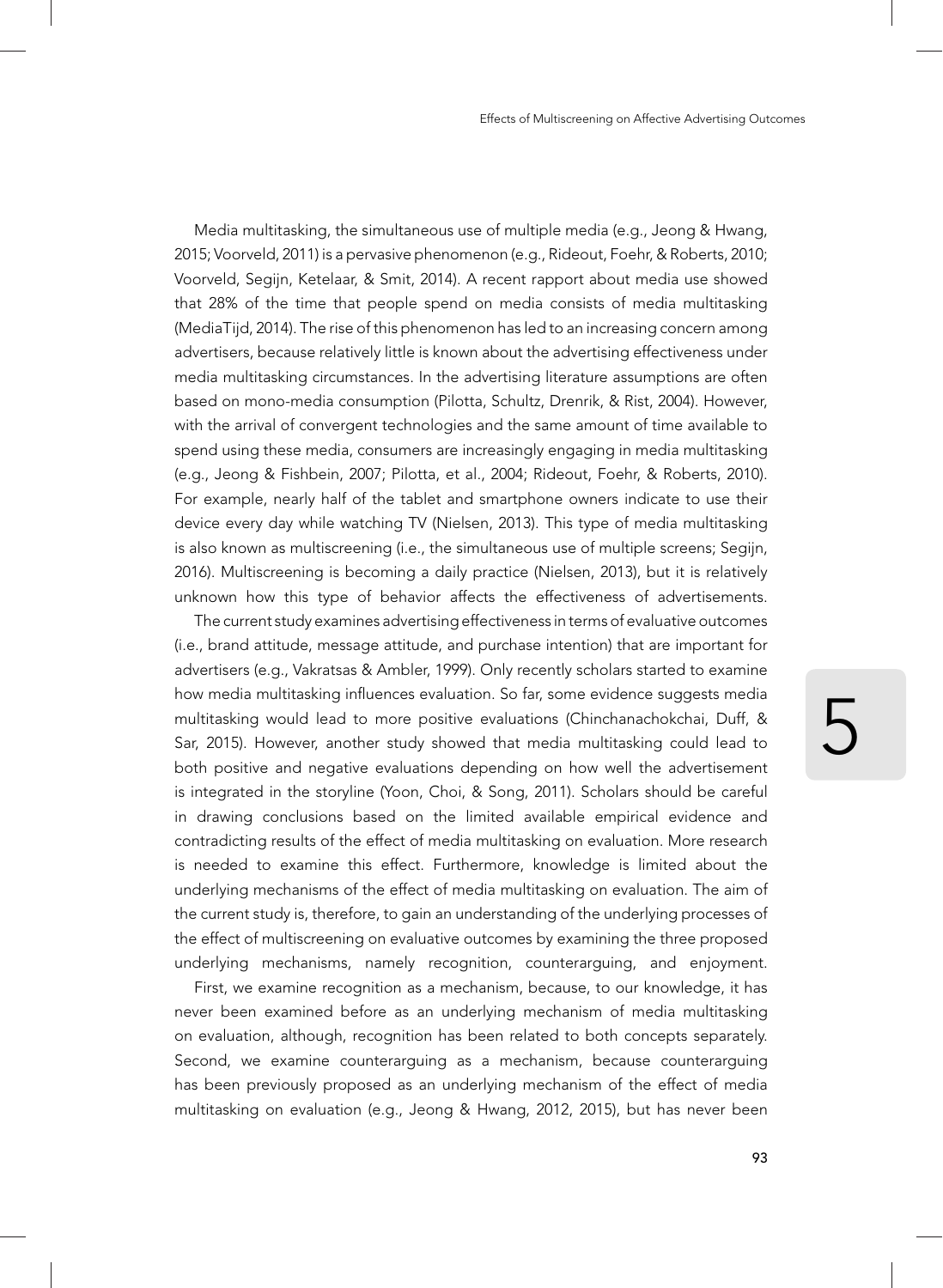Media multitasking, the simultaneous use of multiple media (e.g., Jeong & Hwang, 2015; Voorveld, 2011) is a pervasive phenomenon (e.g., Rideout, Foehr, & Roberts, 2010; Voorveld, Segijn, Ketelaar, & Smit, 2014). A recent rapport about media use showed that 28% of the time that people spend on media consists of media multitasking (MediaTijd, 2014). The rise of this phenomenon has led to an increasing concern among advertisers, because relatively little is known about the advertising effectiveness under media multitasking circumstances. In the advertising literature assumptions are often based on mono-media consumption (Pilotta, Schultz, Drenrik, & Rist, 2004). However, with the arrival of convergent technologies and the same amount of time available to spend using these media, consumers are increasingly engaging in media multitasking (e.g., Jeong & Fishbein, 2007; Pilotta, et al., 2004; Rideout, Foehr, & Roberts, 2010). For example, nearly half of the tablet and smartphone owners indicate to use their device every day while watching TV (Nielsen, 2013). This type of media multitasking is also known as multiscreening (i.e., the simultaneous use of multiple screens; Segijn, 2016). Multiscreening is becoming a daily practice (Nielsen, 2013), but it is relatively unknown how this type of behavior affects the effectiveness of advertisements.

The current study examines advertising effectiveness in terms of evaluative outcomes (i.e., brand attitude, message attitude, and purchase intention) that are important for advertisers (e.g., Vakratsas & Ambler, 1999). Only recently scholars started to examine how media multitasking influences evaluation. So far, some evidence suggests media multitasking would lead to more positive evaluations (Chinchanachokchai, Duff, & Sar, 2015). However, another study showed that media multitasking could lead to both positive and negative evaluations depending on how well the advertisement is integrated in the storyline (Yoon, Choi, & Song, 2011). Scholars should be careful in drawing conclusions based on the limited available empirical evidence and contradicting results of the effect of media multitasking on evaluation. More research is needed to examine this effect. Furthermore, knowledge is limited about the underlying mechanisms of the effect of media multitasking on evaluation. The aim of the current study is, therefore, to gain an understanding of the underlying processes of the effect of multiscreening on evaluative outcomes by examining the three proposed underlying mechanisms, namely recognition, counterarguing, and enjoyment.

First, we examine recognition as a mechanism, because, to our knowledge, it has never been examined before as an underlying mechanism of media multitasking on evaluation, although, recognition has been related to both concepts separately. Second, we examine counterarguing as a mechanism, because counterarguing has been previously proposed as an underlying mechanism of the effect of media multitasking on evaluation (e.g., Jeong & Hwang, 2012, 2015), but has never been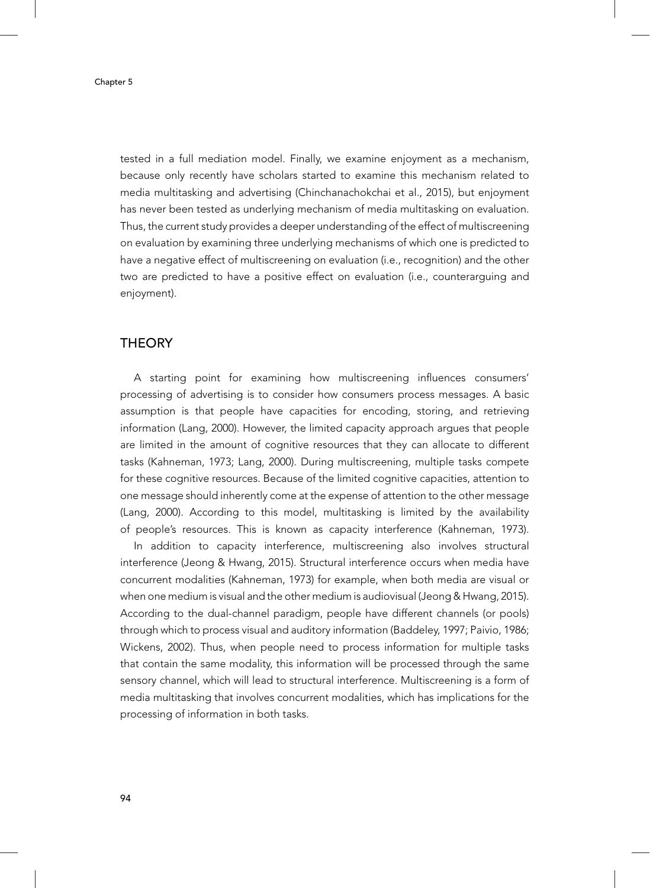tested in a full mediation model. Finally, we examine enjoyment as a mechanism, because only recently have scholars started to examine this mechanism related to media multitasking and advertising (Chinchanachokchai et al., 2015), but enjoyment has never been tested as underlying mechanism of media multitasking on evaluation. Thus, the current study provides a deeper understanding of the effect of multiscreening on evaluation by examining three underlying mechanisms of which one is predicted to have a negative effect of multiscreening on evaluation (i.e., recognition) and the other two are predicted to have a positive effect on evaluation (i.e., counterarguing and enjoyment).

## THEORY

A starting point for examining how multiscreening influences consumers' processing of advertising is to consider how consumers process messages. A basic assumption is that people have capacities for encoding, storing, and retrieving information (Lang, 2000). However, the limited capacity approach argues that people are limited in the amount of cognitive resources that they can allocate to different tasks (Kahneman, 1973; Lang, 2000). During multiscreening, multiple tasks compete for these cognitive resources. Because of the limited cognitive capacities, attention to one message should inherently come at the expense of attention to the other message (Lang, 2000). According to this model, multitasking is limited by the availability of people's resources. This is known as capacity interference (Kahneman, 1973).

In addition to capacity interference, multiscreening also involves structural interference (Jeong & Hwang, 2015). Structural interference occurs when media have concurrent modalities (Kahneman, 1973) for example, when both media are visual or when one medium is visual and the other medium is audiovisual (Jeong & Hwang, 2015). According to the dual-channel paradigm, people have different channels (or pools) through which to process visual and auditory information (Baddeley, 1997; Paivio, 1986; Wickens, 2002). Thus, when people need to process information for multiple tasks that contain the same modality, this information will be processed through the same sensory channel, which will lead to structural interference. Multiscreening is a form of media multitasking that involves concurrent modalities, which has implications for the processing of information in both tasks.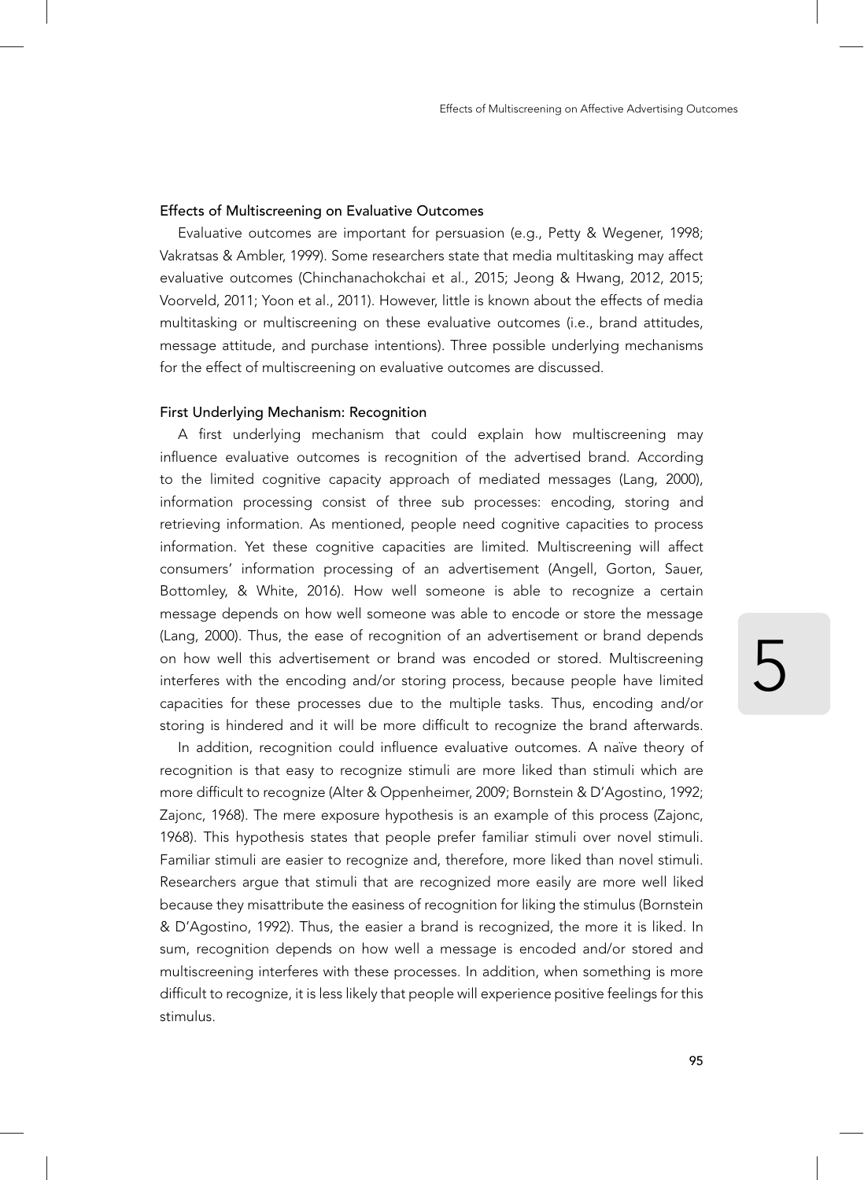### Effects of Multiscreening on Evaluative Outcomes

Evaluative outcomes are important for persuasion (e.g., Petty & Wegener, 1998; Vakratsas & Ambler, 1999). Some researchers state that media multitasking may affect evaluative outcomes (Chinchanachokchai et al., 2015; Jeong & Hwang, 2012, 2015; Voorveld, 2011; Yoon et al., 2011). However, little is known about the effects of media multitasking or multiscreening on these evaluative outcomes (i.e., brand attitudes, message attitude, and purchase intentions). Three possible underlying mechanisms for the effect of multiscreening on evaluative outcomes are discussed.

### First Underlying Mechanism: Recognition

A first underlying mechanism that could explain how multiscreening may influence evaluative outcomes is recognition of the advertised brand. According to the limited cognitive capacity approach of mediated messages (Lang, 2000), information processing consist of three sub processes: encoding, storing and retrieving information. As mentioned, people need cognitive capacities to process information. Yet these cognitive capacities are limited. Multiscreening will affect consumers' information processing of an advertisement (Angell, Gorton, Sauer, Bottomley, & White, 2016). How well someone is able to recognize a certain message depends on how well someone was able to encode or store the message (Lang, 2000). Thus, the ease of recognition of an advertisement or brand depends on how well this advertisement or brand was encoded or stored. Multiscreening interferes with the encoding and/or storing process, because people have limited capacities for these processes due to the multiple tasks. Thus, encoding and/or storing is hindered and it will be more difficult to recognize the brand afterwards.

In addition, recognition could influence evaluative outcomes. A naïve theory of recognition is that easy to recognize stimuli are more liked than stimuli which are more difficult to recognize (Alter & Oppenheimer, 2009; Bornstein & D'Agostino, 1992; Zajonc, 1968). The mere exposure hypothesis is an example of this process (Zajonc, 1968). This hypothesis states that people prefer familiar stimuli over novel stimuli. Familiar stimuli are easier to recognize and, therefore, more liked than novel stimuli. Researchers argue that stimuli that are recognized more easily are more well liked because they misattribute the easiness of recognition for liking the stimulus (Bornstein & D'Agostino, 1992). Thus, the easier a brand is recognized, the more it is liked. In sum, recognition depends on how well a message is encoded and/or stored and multiscreening interferes with these processes. In addition, when something is more difficult to recognize, it is less likely that people will experience positive feelings for this stimulus.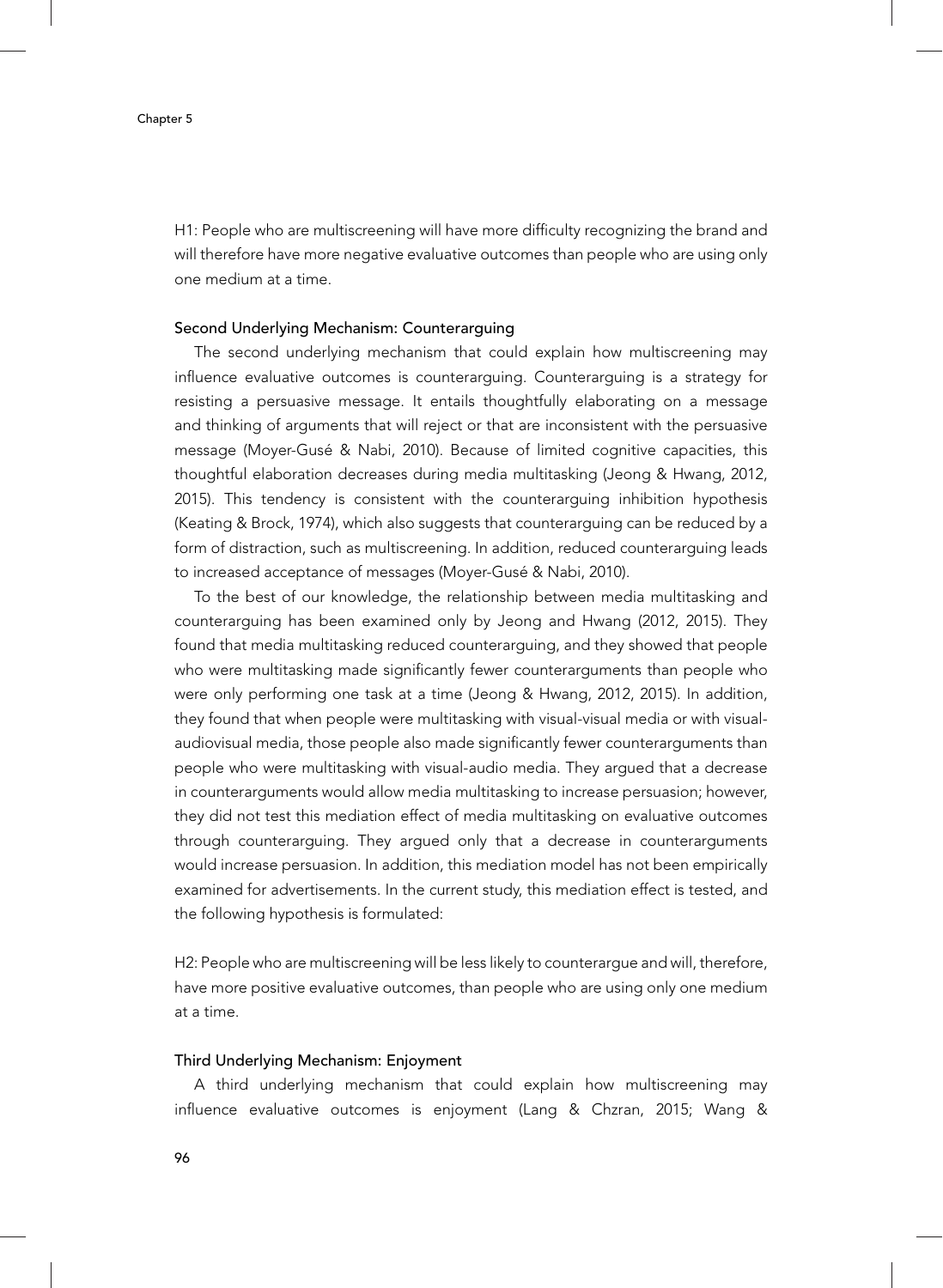H1: People who are multiscreening will have more difficulty recognizing the brand and will therefore have more negative evaluative outcomes than people who are using only one medium at a time.

### Second Underlying Mechanism: Counterarguing

The second underlying mechanism that could explain how multiscreening may influence evaluative outcomes is counterarguing. Counterarguing is a strategy for resisting a persuasive message. It entails thoughtfully elaborating on a message and thinking of arguments that will reject or that are inconsistent with the persuasive message (Moyer-Gusé & Nabi, 2010). Because of limited cognitive capacities, this thoughtful elaboration decreases during media multitasking (Jeong & Hwang, 2012, 2015). This tendency is consistent with the counterarguing inhibition hypothesis (Keating & Brock, 1974), which also suggests that counterarguing can be reduced by a form of distraction, such as multiscreening. In addition, reduced counterarguing leads to increased acceptance of messages (Moyer-Gusé & Nabi, 2010).

To the best of our knowledge, the relationship between media multitasking and counterarguing has been examined only by Jeong and Hwang (2012, 2015). They found that media multitasking reduced counterarguing, and they showed that people who were multitasking made significantly fewer counterarguments than people who were only performing one task at a time (Jeong & Hwang, 2012, 2015). In addition, they found that when people were multitasking with visual-visual media or with visual-audiovisual media, those people also made significantly fewer counterarguments than people who were multitasking with visual-audio media. They argued that a decrease in counterarguments would allow media multitasking to increase persuasion; however, they did not test this mediation effect of media multitasking on evaluative outcomes through counterarguing. They argued only that a decrease in counterarguments would increase persuasion. In addition, this mediation model has not been empirically examined for advertisements. In the current study, this mediation effect is tested, and the following hypothesis is formulated:

H2: People who are multiscreening will be less likely to counterargue and will, therefore, have more positive evaluative outcomes, than people who are using only one medium at a time.

### Third Underlying Mechanism: Enjoyment

A third underlying mechanism that could explain how multiscreening may influence evaluative outcomes is enjoyment (Lang & Chzran, 2015; Wang &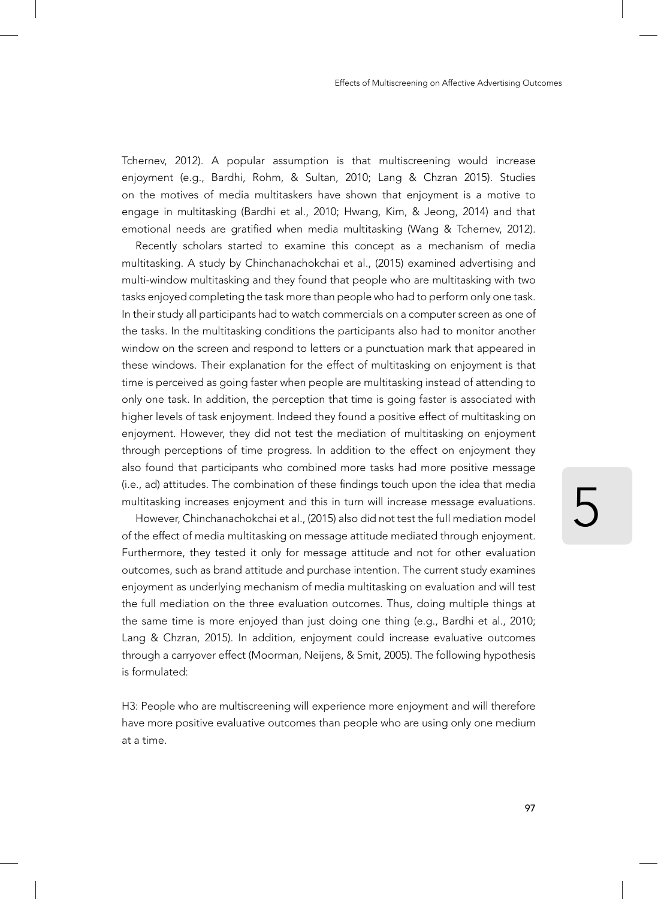Tchernev, 2012). A popular assumption is that multiscreening would increase enjoyment (e.g., Bardhi, Rohm, & Sultan, 2010; Lang & Chzran 2015). Studies on the motives of media multitaskers have shown that enjoyment is a motive to engage in multitasking (Bardhi et al., 2010; Hwang, Kim, & Jeong, 2014) and that emotional needs are gratified when media multitasking (Wang & Tchernev, 2012).

Recently scholars started to examine this concept as a mechanism of media multitasking. A study by Chinchanachokchai et al., (2015) examined advertising and multi-window multitasking and they found that people who are multitasking with two tasks enjoyed completing the task more than people who had to perform only one task. In their study all participants had to watch commercials on a computer screen as one of the tasks. In the multitasking conditions the participants also had to monitor another window on the screen and respond to letters or a punctuation mark that appeared in these windows. Their explanation for the effect of multitasking on enjoyment is that time is perceived as going faster when people are multitasking instead of attending to only one task. In addition, the perception that time is going faster is associated with higher levels of task enjoyment. Indeed they found a positive effect of multitasking on enjoyment. However, they did not test the mediation of multitasking on enjoyment through perceptions of time progress. In addition to the effect on enjoyment they also found that participants who combined more tasks had more positive message (i.e., ad) attitudes. The combination of these findings touch upon the idea that media multitasking increases enjoyment and this in turn will increase message evaluations.

However, Chinchanachokchai et al., (2015) also did not test the full mediation model of the effect of media multitasking on message attitude mediated through enjoyment. Furthermore, they tested it only for message attitude and not for other evaluation outcomes, such as brand attitude and purchase intention. The current study examines enjoyment as underlying mechanism of media multitasking on evaluation and will test the full mediation on the three evaluation outcomes. Thus, doing multiple things at the same time is more enjoyed than just doing one thing (e.g., Bardhi et al., 2010; Lang & Chzran, 2015). In addition, enjoyment could increase evaluative outcomes through a carryover effect (Moorman, Neijens, & Smit, 2005). The following hypothesis is formulated:

H3: People who are multiscreening will experience more enjoyment and will therefore have more positive evaluative outcomes than people who are using only one medium at a time.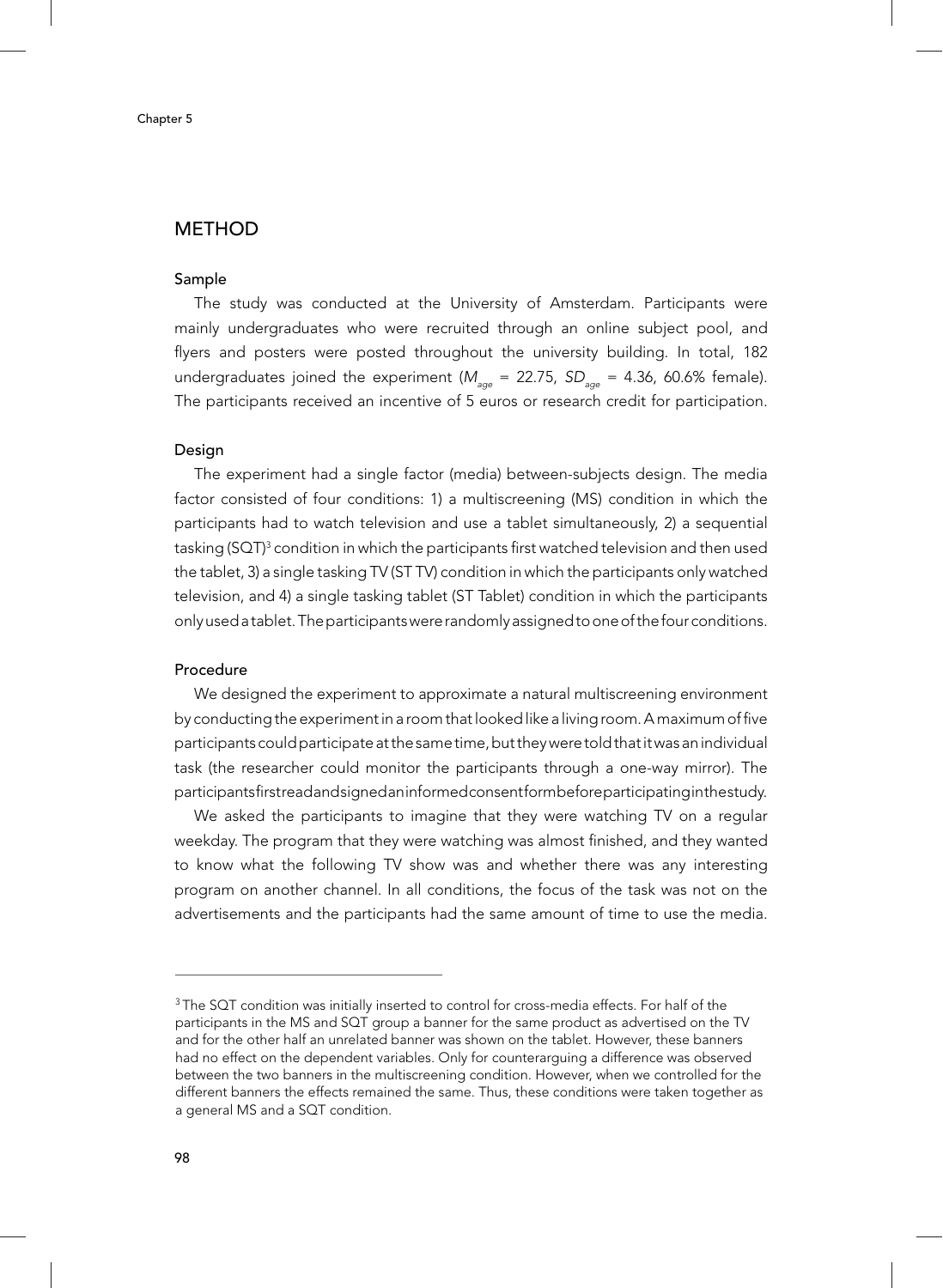## METHOD

### Sample

The study was conducted at the University of Amsterdam. Participants were mainly undergraduates who were recruited through an online subject pool, and flyers and posters were posted throughout the university building. In total, 182 undergraduates joined the experiment ($M_{age}$ = 22.75, $SD_{age}$ = 4.36, 60.6% female). The participants received an incentive of 5 euros or research credit for participation.

### Design

The experiment had a single factor (media) between-subjects design. The media factor consisted of four conditions: 1) a multiscreening (MS) condition in which the participants had to watch television and use a tablet simultaneously, 2) a sequential tasking (SQT)[3] condition in which the participants first watched television and then used the tablet, 3) a single tasking TV (ST TV) condition in which the participants only watched television, and 4) a single tasking tablet (ST Tablet) condition in which the participants only used a tablet. The participants were randomly assigned to one of the four conditions.

### Procedure

We designed the experiment to approximate a natural multiscreening environment by conducting the experiment in a room that looked like a living room. A maximum of five participants could participate at the same time, but they were told that it was an individual task (the researcher could monitor the participants through a one-way mirror). The participants first read and signed an informed consent form before participating in the study.

We asked the participants to imagine that they were watching TV on a regular weekday. The program that they were watching was almost finished, and they wanted to know what the following TV show was and whether there was any interesting program on another channel. In all conditions, the focus of the task was not on the advertisements and the participants had the same amount of time to use the media.

---

[3] The SQT condition was initially inserted to control for cross-media effects. For half of the participants in the MS and SQT group a banner for the same product as advertised on the TV and for the other half an unrelated banner was shown on the tablet. However, these banners had no effect on the dependent variables. Only for counterarguing a difference was observed between the two banners in the multiscreening condition. However, when we controlled for the different banners the effects remained the same. Thus, these conditions were taken together as a general MS and a SQT condition.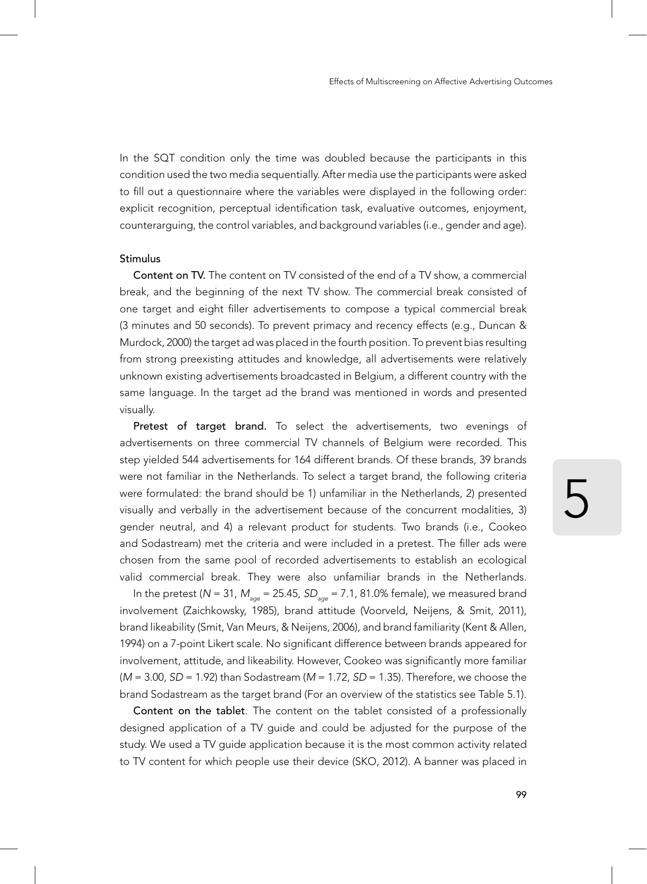In the SQT condition only the time was doubled because the participants in this condition used the two media sequentially. After media use the participants were asked to fill out a questionnaire where the variables were displayed in the following order: explicit recognition, perceptual identification task, evaluative outcomes, enjoyment, counterarguing, the control variables, and background variables (i.e., gender and age).

### Stimulus

**Content on TV.** The content on TV consisted of the end of a TV show, a commercial break, and the beginning of the next TV show. The commercial break consisted of one target and eight filler advertisements to compose a typical commercial break (3 minutes and 50 seconds). To prevent primacy and recency effects (e.g., Duncan & Murdock, 2000) the target ad was placed in the fourth position. To prevent bias resulting from strong preexisting attitudes and knowledge, all advertisements were relatively unknown existing advertisements broadcasted in Belgium, a different country with the same language. In the target ad the brand was mentioned in words and presented visually.

**Pretest of target brand.** To select the advertisements, two evenings of advertisements on three commercial TV channels of Belgium were recorded. This step yielded 544 advertisements for 164 different brands. Of these brands, 39 brands were not familiar in the Netherlands. To select a target brand, the following criteria were formulated: the brand should be 1) unfamiliar in the Netherlands, 2) presented visually and verbally in the advertisement because of the concurrent modalities, 3) gender neutral, and 4) a relevant product for students. Two brands (i.e., Cookeo and Sodastream) met the criteria and were included in a pretest. The filler ads were chosen from the same pool of recorded advertisements to establish an ecological valid commercial break. They were also unfamiliar brands in the Netherlands.

In the pretest ($N$ = 31, $M_{age}$ = 25.45, $SD_{age}$ = 7.1, 81.0% female), we measured brand involvement (Zaichkowsky, 1985), brand attitude (Voorveld, Neijens, & Smit, 2011), brand likeability (Smit, Van Meurs, & Neijens, 2006), and brand familiarity (Kent & Allen, 1994) on a 7-point Likert scale. No significant difference between brands appeared for involvement, attitude, and likeability. However, Cookeo was significantly more familiar ($M$ = 3.00, $SD$ = 1.92) than Sodastream ($M$ = 1.72, $SD$ = 1.35). Therefore, we choose the brand Sodastream as the target brand (For an overview of the statistics see Table 5.1).

**Content on the tablet**. The content on the tablet consisted of a professionally designed application of a TV guide and could be adjusted for the purpose of the study. We used a TV guide application because it is the most common activity related to TV content for which people use their device (SKO, 2012). A banner was placed in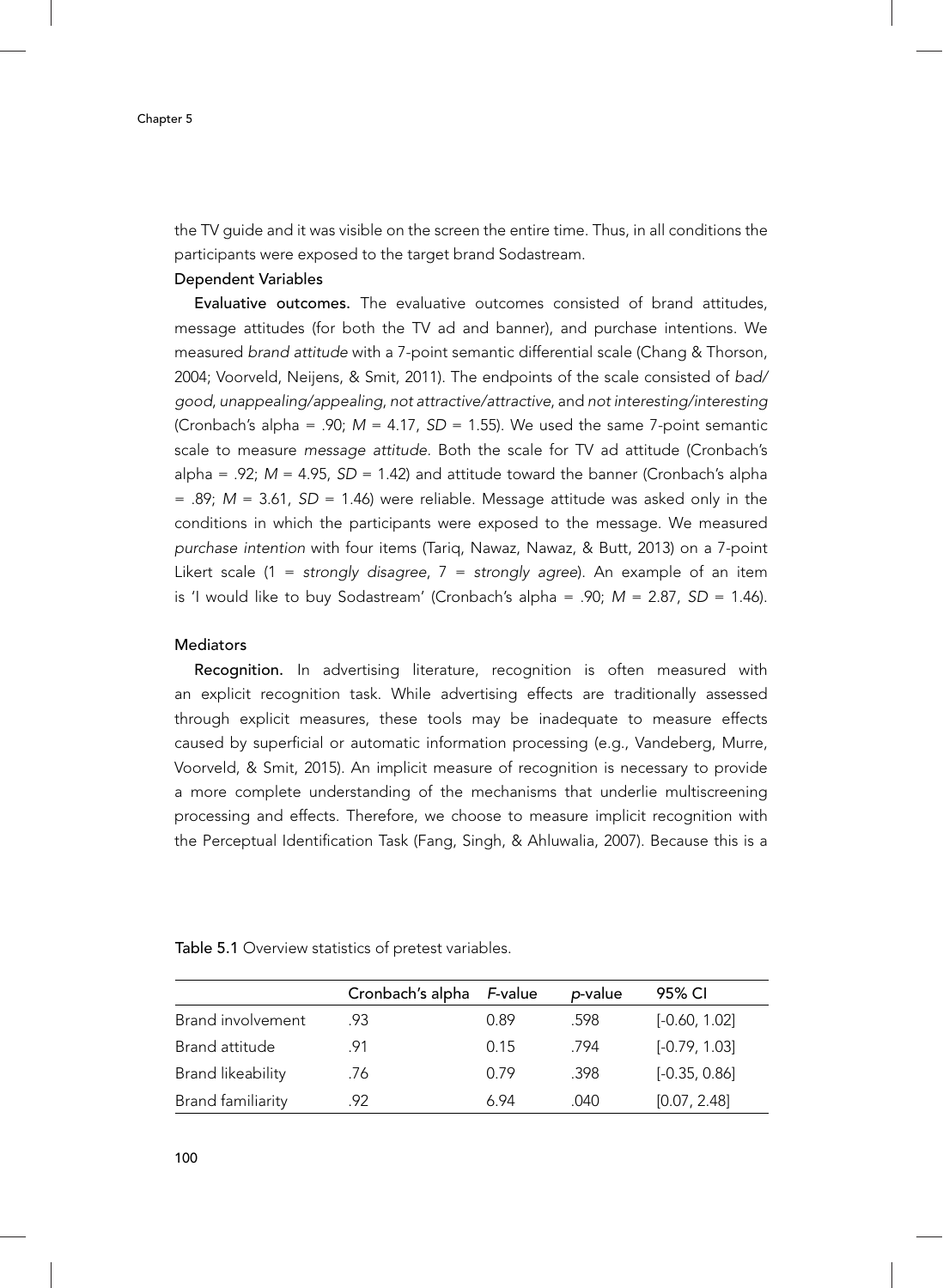the TV guide and it was visible on the screen the entire time. Thus, in all conditions the participants were exposed to the target brand Sodastream.

### Dependent Variables

**Evaluative outcomes.** The evaluative outcomes consisted of brand attitudes, message attitudes (for both the TV ad and banner), and purchase intentions. We measured *brand attitude* with a 7-point semantic differential scale (Chang & Thorson, 2004; Voorveld, Neijens, & Smit, 2011). The endpoints of the scale consisted of *bad/good*, *unappealing/appealing*, *not attractive/attractive*, and *not interesting/interesting* (Cronbach's alpha = .90; $M$ = 4.17, $SD$ = 1.55). We used the same 7-point semantic scale to measure *message attitude*. Both the scale for TV ad attitude (Cronbach's alpha = .92; $M$ = 4.95, $SD$ = 1.42) and attitude toward the banner (Cronbach's alpha = .89; $M$ = 3.61, $SD$ = 1.46) were reliable. Message attitude was asked only in the conditions in which the participants were exposed to the message. We measured *purchase intention* with four items (Tariq, Nawaz, Nawaz, & Butt, 2013) on a 7-point Likert scale (1 = *strongly disagree*, 7 = *strongly agree*). An example of an item is 'I would like to buy Sodastream' (Cronbach's alpha = .90; $M$ = 2.87, $SD$ = 1.46).

### Mediators

**Recognition.** In advertising literature, recognition is often measured with an explicit recognition task. While advertising effects are traditionally assessed through explicit measures, these tools may be inadequate to measure effects caused by superficial or automatic information processing (e.g., Vandeberg, Murre, Voorveld, & Smit, 2015). An implicit measure of recognition is necessary to provide a more complete understanding of the mechanisms that underlie multiscreening processing and effects. Therefore, we choose to measure implicit recognition with the Perceptual Identification Task (Fang, Singh, & Ahluwalia, 2007). Because this is a

**Table 5.1** Overview statistics of pretest variables.

| | Cronbach's alpha | *F*-value | *p*-value | 95% CI |
|---|---|---|---|---|
| Brand involvement | .93 | 0.89 | .598 | [-0.60, 1.02] |
| Brand attitude | .91 | 0.15 | .794 | [-0.79, 1.03] |
| Brand likeability | .76 | 0.79 | .398 | [-0.35, 0.86] |
| Brand familiarity | .92 | 6.94 | .040 | [0.07, 2.48] |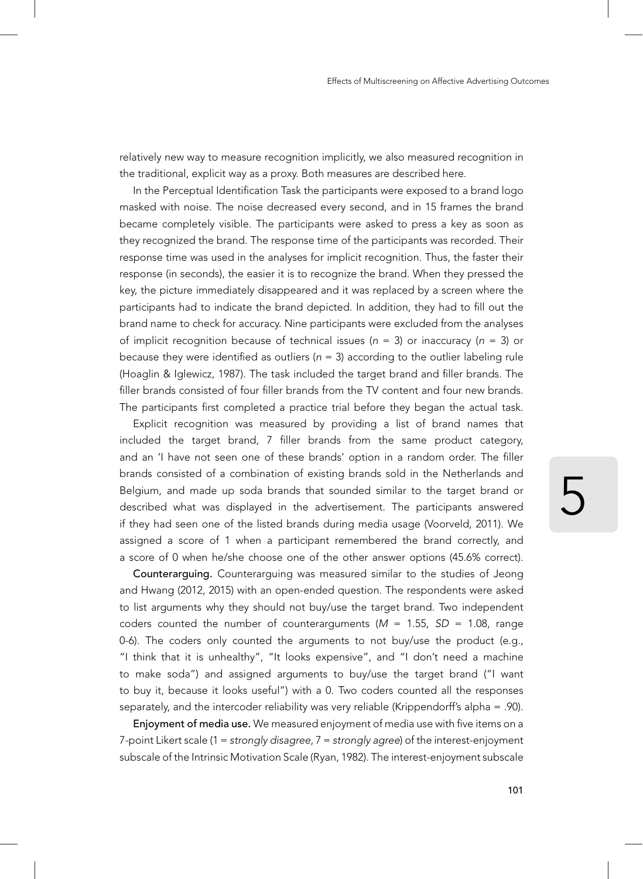relatively new way to measure recognition implicitly, we also measured recognition in the traditional, explicit way as a proxy. Both measures are described here.

In the Perceptual Identification Task the participants were exposed to a brand logo masked with noise. The noise decreased every second, and in 15 frames the brand became completely visible. The participants were asked to press a key as soon as they recognized the brand. The response time of the participants was recorded. Their response time was used in the analyses for implicit recognition. Thus, the faster their response (in seconds), the easier it is to recognize the brand. When they pressed the key, the picture immediately disappeared and it was replaced by a screen where the participants had to indicate the brand depicted. In addition, they had to fill out the brand name to check for accuracy. Nine participants were excluded from the analyses of implicit recognition because of technical issues ($n$ = 3) or inaccuracy ($n$ = 3) or because they were identified as outliers ($n$ = 3) according to the outlier labeling rule (Hoaglin & Iglewicz, 1987). The task included the target brand and filler brands. The filler brands consisted of four filler brands from the TV content and four new brands. The participants first completed a practice trial before they began the actual task.

Explicit recognition was measured by providing a list of brand names that included the target brand, 7 filler brands from the same product category, and an 'I have not seen one of these brands' option in a random order. The filler brands consisted of a combination of existing brands sold in the Netherlands and Belgium, and made up soda brands that sounded similar to the target brand or described what was displayed in the advertisement. The participants answered if they had seen one of the listed brands during media usage (Voorveld, 2011). We assigned a score of 1 when a participant remembered the brand correctly, and a score of 0 when he/she choose one of the other answer options (45.6% correct).

**Counterarguing.** Counterarguing was measured similar to the studies of Jeong and Hwang (2012, 2015) with an open-ended question. The respondents were asked to list arguments why they should not buy/use the target brand. Two independent coders counted the number of counterarguments ($M$ = 1.55, $SD$ = 1.08, range 0-6). The coders only counted the arguments to not buy/use the product (e.g., "I think that it is unhealthy", "It looks expensive", and "I don't need a machine to make soda") and assigned arguments to buy/use the target brand ("I want to buy it, because it looks useful") with a 0. Two coders counted all the responses separately, and the intercoder reliability was very reliable (Krippendorff's alpha = .90).

**Enjoyment of media use.** We measured enjoyment of media use with five items on a 7-point Likert scale (1 = *strongly disagree*, 7 = *strongly agree*) of the interest-enjoyment subscale of the Intrinsic Motivation Scale (Ryan, 1982). The interest-enjoyment subscale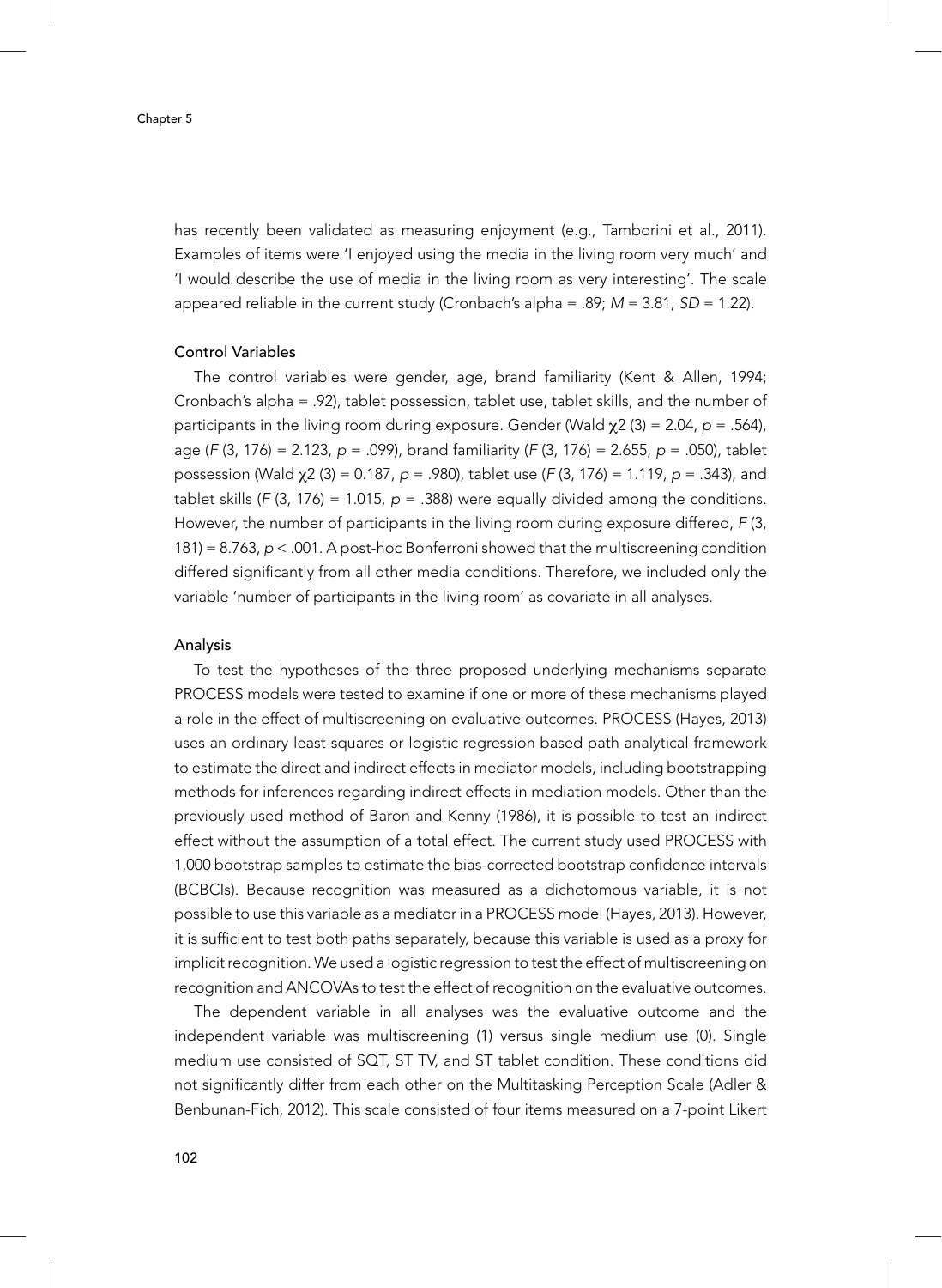has recently been validated as measuring enjoyment (e.g., Tamborini et al., 2011). Examples of items were 'I enjoyed using the media in the living room very much' and 'I would describe the use of media in the living room as very interesting'. The scale appeared reliable in the current study (Cronbach's alpha = .89; $M = 3.81$, $SD = 1.22$).

### Control Variables

The control variables were gender, age, brand familiarity (Kent & Allen, 1994; Cronbach's alpha = .92), tablet possession, tablet use, tablet skills, and the number of participants in the living room during exposure. Gender (Wald $\chi 2$ (3) = 2.04, $p = .564$), age ($F$ (3, 176) = 2.123, $p = .099$), brand familiarity ($F$ (3, 176) = 2.655, $p = .050$), tablet possession (Wald $\chi 2$ (3) = 0.187, $p = .980$), tablet use ($F$ (3, 176) = 1.119, $p = .343$), and tablet skills ($F$ (3, 176) = 1.015, $p = .388$) were equally divided among the conditions. However, the number of participants in the living room during exposure differed, $F$ (3, 181) = 8.763, $p < .001$. A post-hoc Bonferroni showed that the multiscreening condition differed significantly from all other media conditions. Therefore, we included only the variable 'number of participants in the living room' as covariate in all analyses.

### Analysis

To test the hypotheses of the three proposed underlying mechanisms separate PROCESS models were tested to examine if one or more of these mechanisms played a role in the effect of multiscreening on evaluative outcomes. PROCESS (Hayes, 2013) uses an ordinary least squares or logistic regression based path analytical framework to estimate the direct and indirect effects in mediator models, including bootstrapping methods for inferences regarding indirect effects in mediation models. Other than the previously used method of Baron and Kenny (1986), it is possible to test an indirect effect without the assumption of a total effect. The current study used PROCESS with 1,000 bootstrap samples to estimate the bias-corrected bootstrap confidence intervals (BCBCIs). Because recognition was measured as a dichotomous variable, it is not possible to use this variable as a mediator in a PROCESS model (Hayes, 2013). However, it is sufficient to test both paths separately, because this variable is used as a proxy for implicit recognition. We used a logistic regression to test the effect of multiscreening on recognition and ANCOVAs to test the effect of recognition on the evaluative outcomes.

The dependent variable in all analyses was the evaluative outcome and the independent variable was multiscreening (1) versus single medium use (0). Single medium use consisted of SQT, ST TV, and ST tablet condition. These conditions did not significantly differ from each other on the Multitasking Perception Scale (Adler & Benbunan-Fich, 2012). This scale consisted of four items measured on a 7-point Likert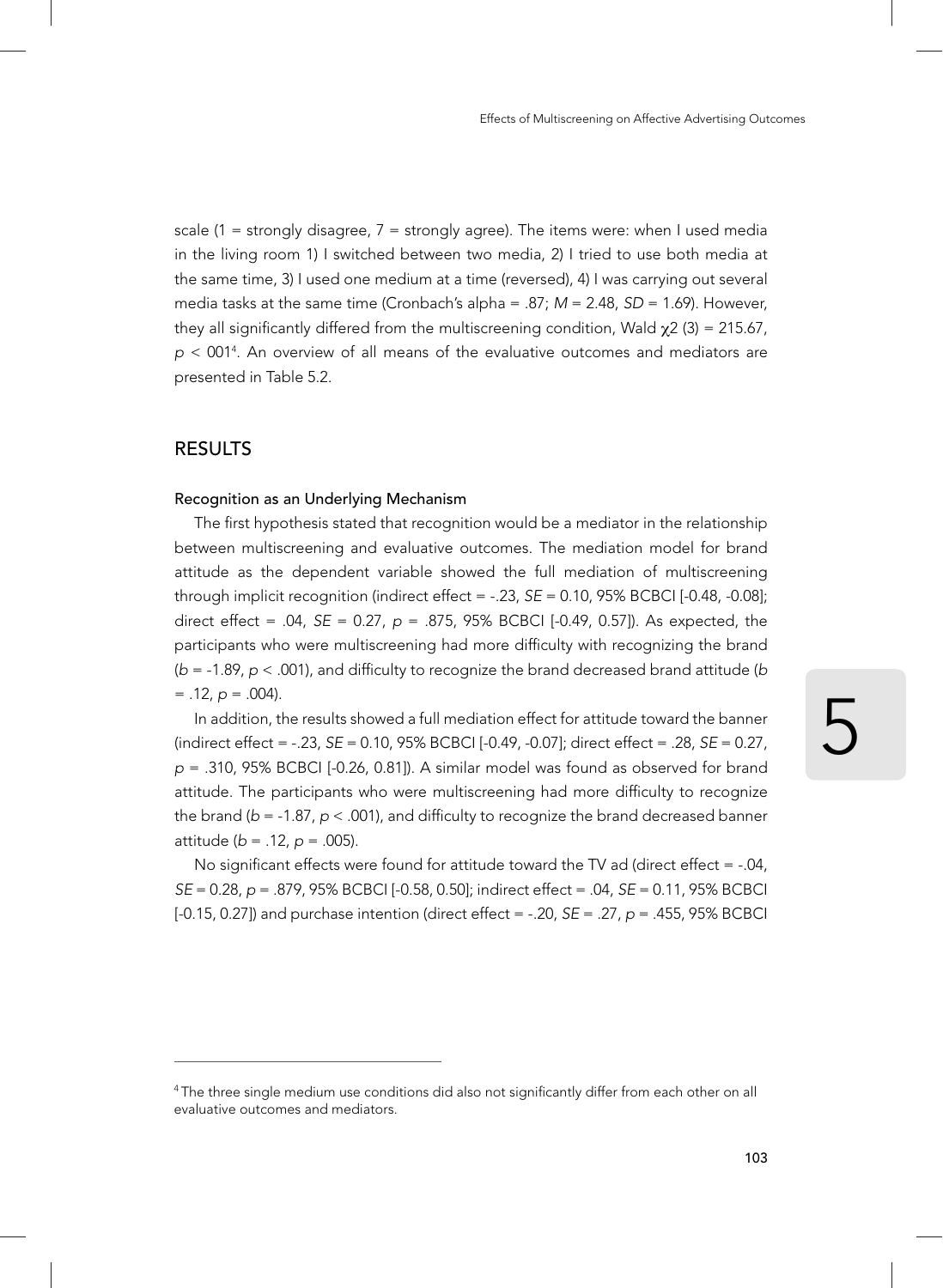scale (1 = strongly disagree, 7 = strongly agree). The items were: when I used media in the living room 1) I switched between two media, 2) I tried to use both media at the same time, 3) I used one medium at a time (reversed), 4) I was carrying out several media tasks at the same time (Cronbach's alpha = .87; $M = 2.48$, $SD = 1.69$). However, they all significantly differed from the multiscreening condition, Wald $\chi 2$ (3) = 215.67, $p < 001$[4]. An overview of all means of the evaluative outcomes and mediators are presented in Table 5.2.

## RESULTS

### Recognition as an Underlying Mechanism

The first hypothesis stated that recognition would be a mediator in the relationship between multiscreening and evaluative outcomes. The mediation model for brand attitude as the dependent variable showed the full mediation of multiscreening through implicit recognition (indirect effect = -.23, $SE = 0.10$, 95% BCBCI [-0.48, -0.08]; direct effect = .04, $SE = 0.27$, $p = .875$, 95% BCBCI [-0.49, 0.57]). As expected, the participants who were multiscreening had more difficulty with recognizing the brand ($b = -1.89$, $p < .001$), and difficulty to recognize the brand decreased brand attitude ($b = .12$, $p = .004$).

In addition, the results showed a full mediation effect for attitude toward the banner (indirect effect = -.23, $SE = 0.10$, 95% BCBCI [-0.49, -0.07]; direct effect = .28, $SE = 0.27$, $p = .310$, 95% BCBCI [-0.26, 0.81]). A similar model was found as observed for brand attitude. The participants who were multiscreening had more difficulty to recognize the brand ($b = -1.87$, $p < .001$), and difficulty to recognize the brand decreased banner attitude ($b = .12$, $p = .005$).

No significant effects were found for attitude toward the TV ad (direct effect = -.04, $SE = 0.28$, $p = .879$, 95% BCBCI [-0.58, 0.50]; indirect effect = .04, $SE = 0.11$, 95% BCBCI [-0.15, 0.27]) and purchase intention (direct effect = -.20, $SE = .27$, $p = .455$, 95% BCBCI

---

[4] The three single medium use conditions did also not significantly differ from each other on all evaluative outcomes and mediators.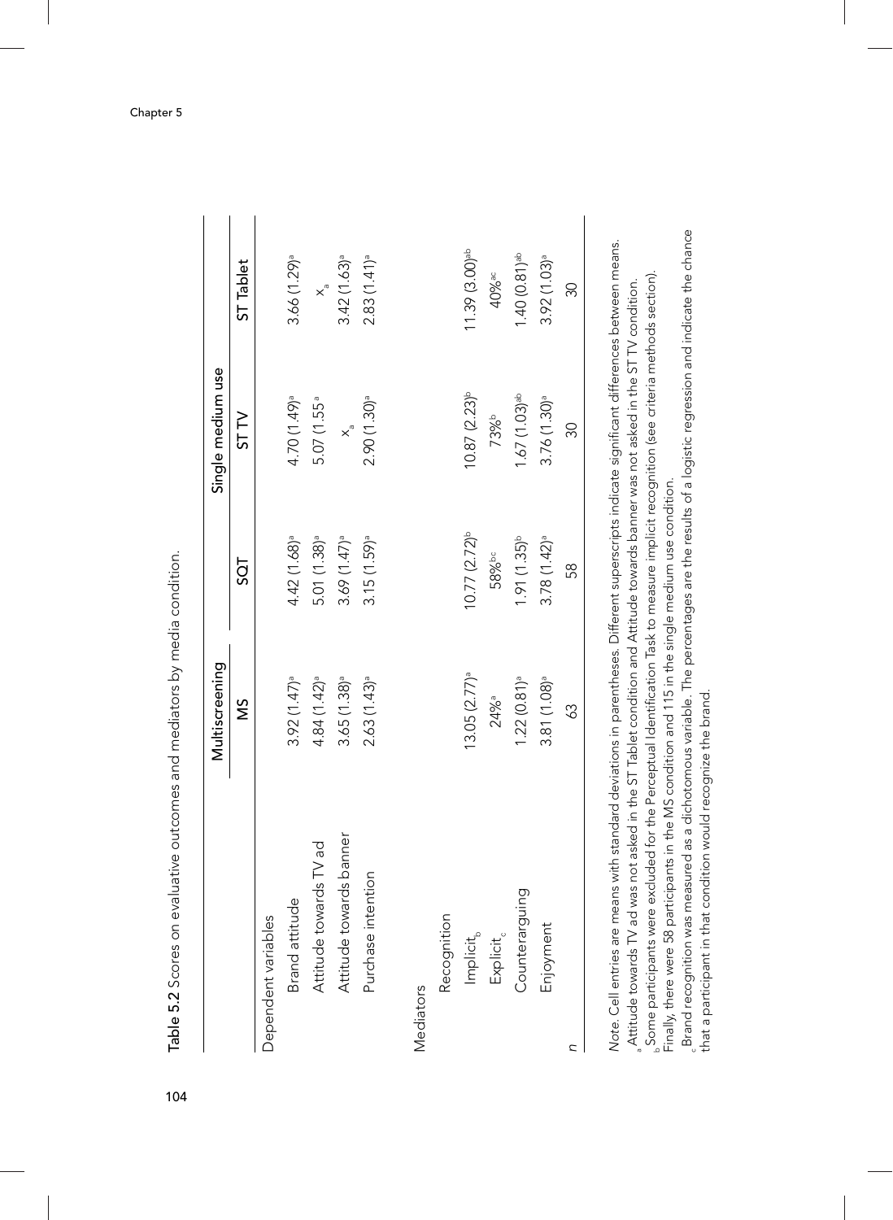**Table 5.2** Scores on evaluative outcomes and mediators by media condition.

| | Multiscreening | | Single medium use | |
|---|---|---|---|---|
| | MS | SQT | ST TV | ST Tablet |
| Dependent variables | | | | |
| Brand attitude | 3.92 (1.47)[a] | 4.42 (1.68)[a] | 4.70 (1.49)[a] | 3.66 (1.29)[a] |
| Attitude towards TV ad | 4.84 (1.42)[a] | 5.01 (1.38)[a] | 5.07 (1.55[a] | x[a] |
| Attitude towards banner | 3.65 (1.38)[a] | 3.69 (1.47)[a] | x[a] | 3.42 (1.63)[a] |
| Purchase intention | 2.63 (1.43)[a] | 3.15 (1.59)[a] | 2.90 (1.30)[a] | 2.83 (1.41)[a] |
| Mediators | | | | |
| Recognition | | | | |
| Implicit[b] | 13.05 (2.77)[a] | 10.77 (2.72)[b] | 10.87 (2.23)[b] | 11.39 (3.00)[ab] |
| Explicit[c] | 24%[a] | 58%[bc] | 73%[b] | 40%[ac] |
| Counterarguing | 1.22 (0.81)[a] | 1.91 (1.35)[b] | 1.67 (1.03)[ab] | 1.40 (0.81)[ab] |
| Enjoyment | 3.81 (1.08)[a] | 3.78 (1.42)[a] | 3.76 (1.30)[a] | 3.92 (1.03)[a] |
| n | 63 | 58 | 30 | 30 |

*Note.* Cell entries are means with standard deviations in parentheses. Different superscripts indicate significant differences between means.
[a] Attitude towards TV ad was not asked in the ST Tablet condition and Attitude towards banner was not asked in the ST TV condition.
[b] Some participants were excluded for the Perceptual Identification Task to measure implicit recognition (see criteria methods section). Finally, there were 58 participants in the MS condition and 115 in the single medium use condition.
[c] Brand recognition was measured as a dichotomous variable. The percentages are the results of a logistic regression and indicate the chance that a participant in that condition would recognize the brand.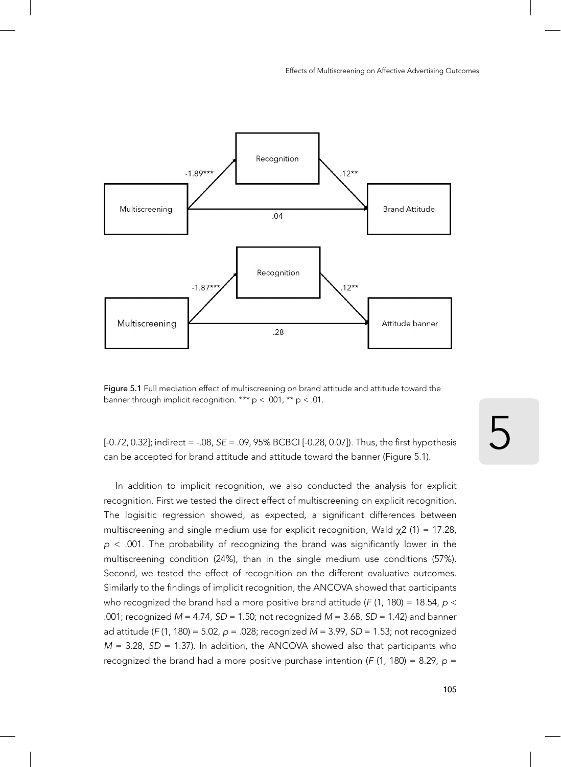Figure 5.1 Full mediation effect of multiscreening on brand attitude and attitude toward the banner through implicit recognition. *** $p < .001$, ** $p < .01$.

[-0.72, 0.32]; indirect = -.08, $SE$ = .09, 95% BCBCI [-0.28, 0.07]). Thus, the first hypothesis can be accepted for brand attitude and attitude toward the banner (Figure 5.1).

In addition to implicit recognition, we also conducted the analysis for explicit recognition. First we tested the direct effect of multiscreening on explicit recognition. The logisitic regression showed, as expected, a significant differences between multiscreening and single medium use for explicit recognition, Wald $\chi 2$ (1) = 17.28, $p < .001$. The probability of recognizing the brand was significantly lower in the multiscreening condition (24%), than in the single medium use conditions (57%). Second, we tested the effect of recognition on the different evaluative outcomes. Similarly to the findings of implicit recognition, the ANCOVA showed that participants who recognized the brand had a more positive brand attitude ($F$ (1, 180) = 18.54, $p <$ .001; recognized $M$ = 4.74, $SD$ = 1.50; not recognized $M$ = 3.68, $SD$ = 1.42) and banner ad attitude ($F$ (1, 180) = 5.02, $p$ = .028; recognized $M$ = 3.99, $SD$ = 1.53; not recognized $M$ = 3.28, $SD$ = 1.37). In addition, the ANCOVA showed also that participants who recognized the brand had a more positive purchase intention ($F$ (1, 180) = 8.29, $p$ =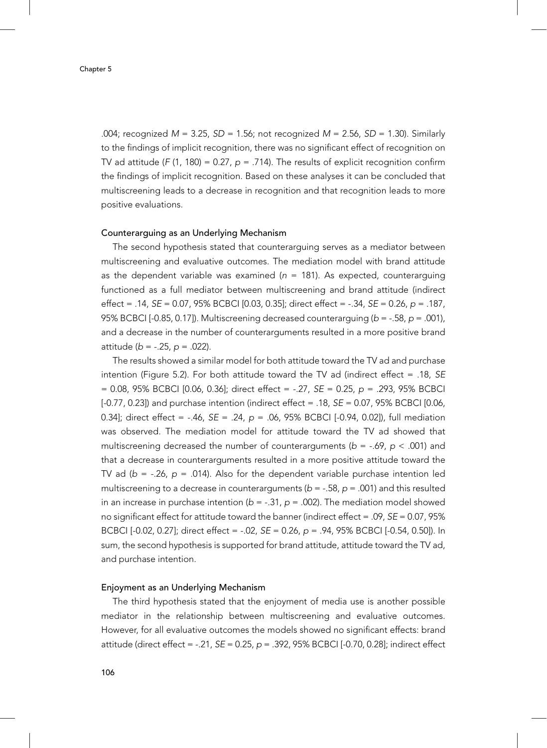.004; recognized $M = 3.25$, $SD = 1.56$; not recognized $M = 2.56$, $SD = 1.30$). Similarly to the findings of implicit recognition, there was no significant effect of recognition on TV ad attitude ($F(1, 180) = 0.27$, $p = .714$). The results of explicit recognition confirm the findings of implicit recognition. Based on these analyses it can be concluded that multiscreening leads to a decrease in recognition and that recognition leads to more positive evaluations.

### Counterarguing as an Underlying Mechanism

The second hypothesis stated that counterarguing serves as a mediator between multiscreening and evaluative outcomes. The mediation model with brand attitude as the dependent variable was examined ($n = 181$). As expected, counterarguing functioned as a full mediator between multiscreening and brand attitude (indirect effect = .14, $SE = 0.07$, 95% BCBCI [0.03, 0.35]; direct effect = -.34, $SE = 0.26$, $p = .187$, 95% BCBCI [-0.85, 0.17]). Multiscreening decreased counterarguing ($b = -.58$, $p = .001$), and a decrease in the number of counterarguments resulted in a more positive brand attitude ($b = -.25$, $p = .022$).

The results showed a similar model for both attitude toward the TV ad and purchase intention (Figure 5.2). For both attitude toward the TV ad (indirect effect = .18, $SE = 0.08$, 95% BCBCI [0.06, 0.36]; direct effect = -.27, $SE = 0.25$, $p = .293$, 95% BCBCI [-0.77, 0.23]) and purchase intention (indirect effect = .18, $SE = 0.07$, 95% BCBCI [0.06, 0.34]; direct effect = -.46, $SE = .24$, $p = .06$, 95% BCBCI [-0.94, 0.02]), full mediation was observed. The mediation model for attitude toward the TV ad showed that multiscreening decreased the number of counterarguments ($b = -.69$, $p < .001$) and that a decrease in counterarguments resulted in a more positive attitude toward the TV ad ($b = -.26$, $p = .014$). Also for the dependent variable purchase intention led multiscreening to a decrease in counterarguments ($b = -.58$, $p = .001$) and this resulted in an increase in purchase intention ($b = -.31$, $p = .002$). The mediation model showed no significant effect for attitude toward the banner (indirect effect = .09, $SE = 0.07$, 95% BCBCI [-0.02, 0.27]; direct effect = -.02, $SE = 0.26$, $p = .94$, 95% BCBCI [-0.54, 0.50]). In sum, the second hypothesis is supported for brand attitude, attitude toward the TV ad, and purchase intention.

### Enjoyment as an Underlying Mechanism

The third hypothesis stated that the enjoyment of media use is another possible mediator in the relationship between multiscreening and evaluative outcomes. However, for all evaluative outcomes the models showed no significant effects: brand attitude (direct effect = -.21, $SE = 0.25$, $p = .392$, 95% BCBCI [-0.70, 0.28]; indirect effect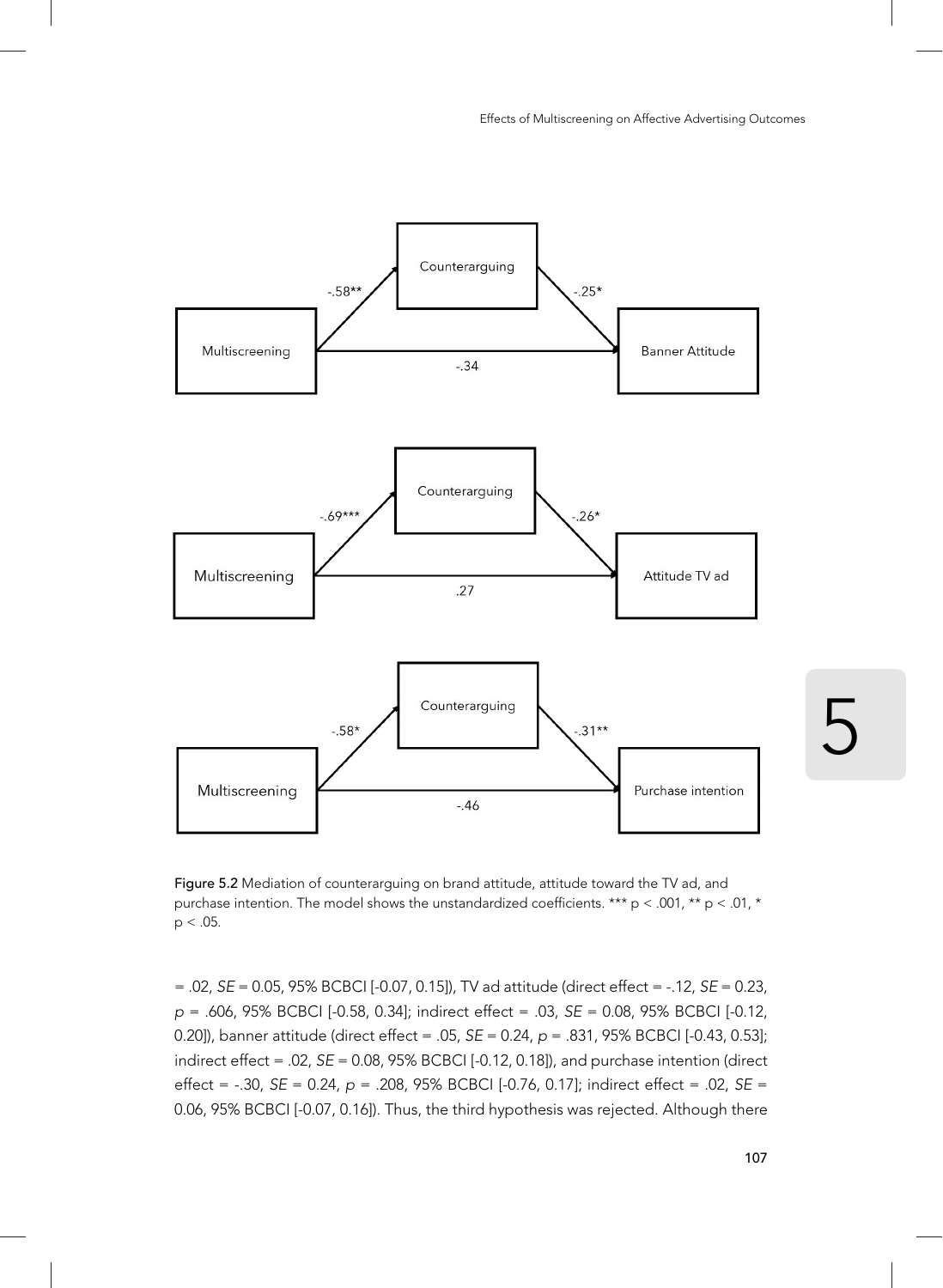Figure 5.2 Mediation of counterarguing on brand attitude, attitude toward the TV ad, and purchase intention. The model shows the unstandardized coefficients. *** $p < .001$, ** $p < .01$, * $p < .05$.

= .02, *SE* = 0.05, 95% BCBCI [-0.07, 0.15]), TV ad attitude (direct effect = -.12, *SE* = 0.23, *p* = .606, 95% BCBCI [-0.58, 0.34]; indirect effect = .03, *SE* = 0.08, 95% BCBCI [-0.12, 0.20]), banner attitude (direct effect = .05, *SE* = 0.24, *p* = .831, 95% BCBCI [-0.43, 0.53]; indirect effect = .02, *SE* = 0.08, 95% BCBCI [-0.12, 0.18]), and purchase intention (direct effect = -.30, *SE* = 0.24, *p* = .208, 95% BCBCI [-0.76, 0.17]; indirect effect = .02, *SE* = 0.06, 95% BCBCI [-0.07, 0.16]). Thus, the third hypothesis was rejected. Although there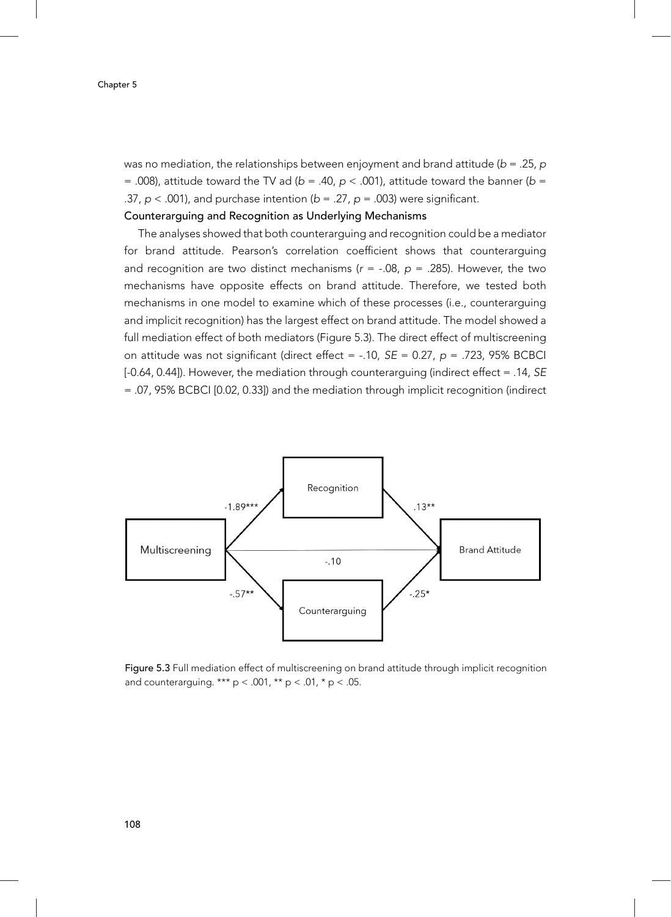was no mediation, the relationships between enjoyment and brand attitude ($b$ = .25, $p$ = .008), attitude toward the TV ad ($b$ = .40, $p$ < .001), attitude toward the banner ($b$ = .37, $p$ < .001), and purchase intention ($b$ = .27, $p$ = .003) were significant.

### Counterarguing and Recognition as Underlying Mechanisms

The analyses showed that both counterarguing and recognition could be a mediator for brand attitude. Pearson's correlation coefficient shows that counterarguing and recognition are two distinct mechanisms ($r$ = -.08, $p$ = .285). However, the two mechanisms have opposite effects on brand attitude. Therefore, we tested both mechanisms in one model to examine which of these processes (i.e., counterarguing and implicit recognition) has the largest effect on brand attitude. The model showed a full mediation effect of both mediators (Figure 5.3). The direct effect of multiscreening on attitude was not significant (direct effect = -.10, $SE$ = 0.27, $p$ = .723, 95% BCBCI [-0.64, 0.44]). However, the mediation through counterarguing (indirect effect = .14, $SE$ = .07, 95% BCBCI [0.02, 0.33]) and the mediation through implicit recognition (indirect

Figure 5.3 Full mediation effect of multiscreening on brand attitude through implicit recognition and counterarguing. *** p < .001, ** p < .01, * p < .05.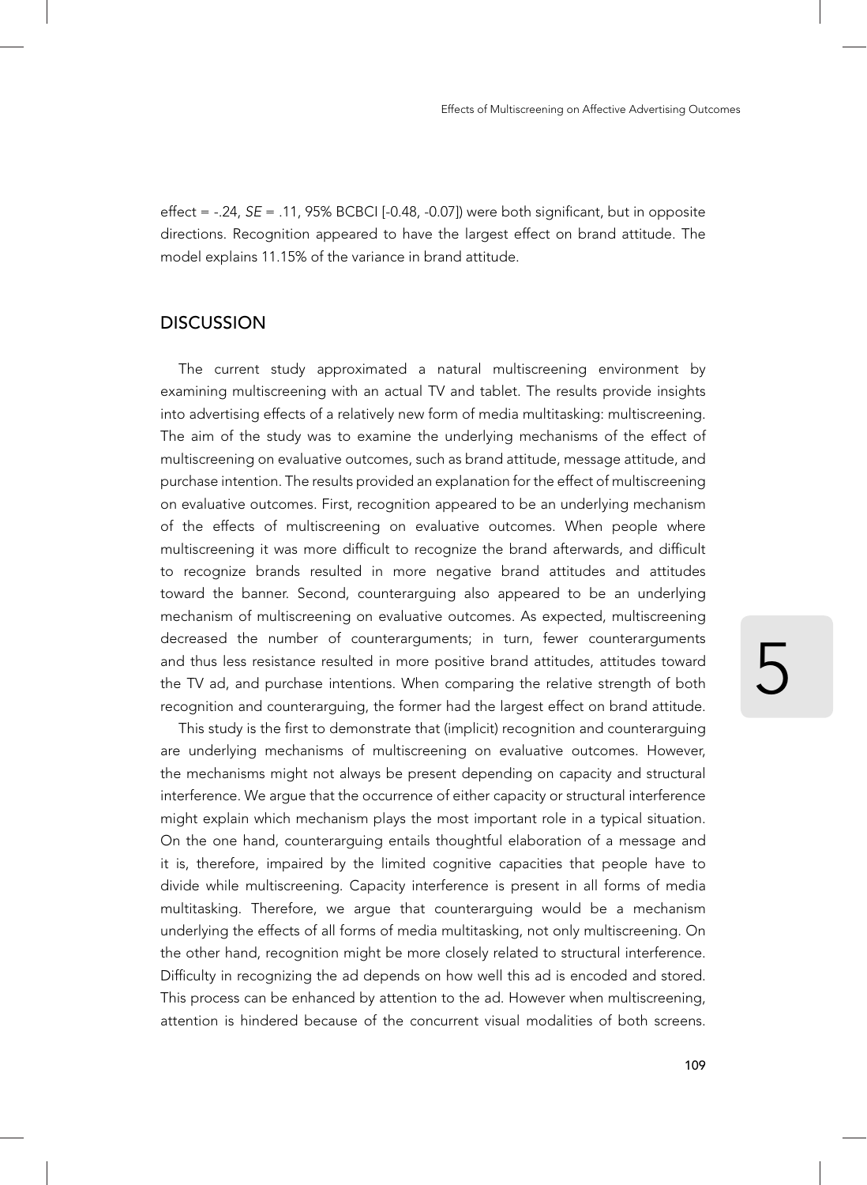effect = -.24, *SE* = .11, 95% BCBCI [-0.48, -0.07]) were both significant, but in opposite directions. Recognition appeared to have the largest effect on brand attitude. The model explains 11.15% of the variance in brand attitude.

## DISCUSSION

The current study approximated a natural multiscreening environment by examining multiscreening with an actual TV and tablet. The results provide insights into advertising effects of a relatively new form of media multitasking: multiscreening. The aim of the study was to examine the underlying mechanisms of the effect of multiscreening on evaluative outcomes, such as brand attitude, message attitude, and purchase intention. The results provided an explanation for the effect of multiscreening on evaluative outcomes. First, recognition appeared to be an underlying mechanism of the effects of multiscreening on evaluative outcomes. When people where multiscreening it was more difficult to recognize the brand afterwards, and difficult to recognize brands resulted in more negative brand attitudes and attitudes toward the banner. Second, counterarguing also appeared to be an underlying mechanism of multiscreening on evaluative outcomes. As expected, multiscreening decreased the number of counterarguments; in turn, fewer counterarguments and thus less resistance resulted in more positive brand attitudes, attitudes toward the TV ad, and purchase intentions. When comparing the relative strength of both recognition and counterarguing, the former had the largest effect on brand attitude.

This study is the first to demonstrate that (implicit) recognition and counterarguing are underlying mechanisms of multiscreening on evaluative outcomes. However, the mechanisms might not always be present depending on capacity and structural interference. We argue that the occurrence of either capacity or structural interference might explain which mechanism plays the most important role in a typical situation. On the one hand, counterarguing entails thoughtful elaboration of a message and it is, therefore, impaired by the limited cognitive capacities that people have to divide while multiscreening. Capacity interference is present in all forms of media multitasking. Therefore, we argue that counterarguing would be a mechanism underlying the effects of all forms of media multitasking, not only multiscreening. On the other hand, recognition might be more closely related to structural interference. Difficulty in recognizing the ad depends on how well this ad is encoded and stored. This process can be enhanced by attention to the ad. However when multiscreening, attention is hindered because of the concurrent visual modalities of both screens.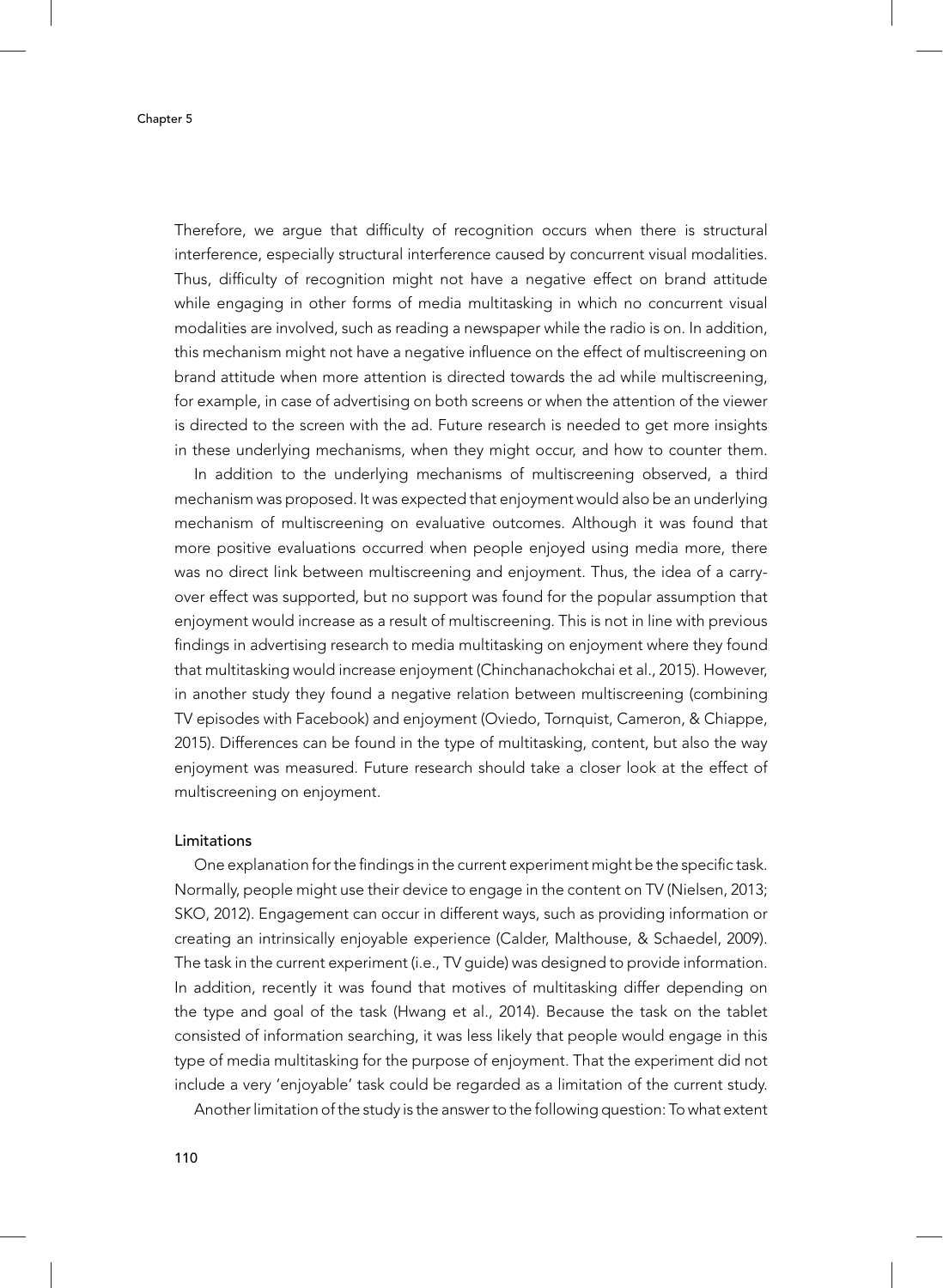Therefore, we argue that difficulty of recognition occurs when there is structural interference, especially structural interference caused by concurrent visual modalities. Thus, difficulty of recognition might not have a negative effect on brand attitude while engaging in other forms of media multitasking in which no concurrent visual modalities are involved, such as reading a newspaper while the radio is on. In addition, this mechanism might not have a negative influence on the effect of multiscreening on brand attitude when more attention is directed towards the ad while multiscreening, for example, in case of advertising on both screens or when the attention of the viewer is directed to the screen with the ad. Future research is needed to get more insights in these underlying mechanisms, when they might occur, and how to counter them.

In addition to the underlying mechanisms of multiscreening observed, a third mechanism was proposed. It was expected that enjoyment would also be an underlying mechanism of multiscreening on evaluative outcomes. Although it was found that more positive evaluations occurred when people enjoyed using media more, there was no direct link between multiscreening and enjoyment. Thus, the idea of a carry-over effect was supported, but no support was found for the popular assumption that enjoyment would increase as a result of multiscreening. This is not in line with previous findings in advertising research to media multitasking on enjoyment where they found that multitasking would increase enjoyment (Chinchanachokchai et al., 2015). However, in another study they found a negative relation between multiscreening (combining TV episodes with Facebook) and enjoyment (Oviedo, Tornquist, Cameron, & Chiappe, 2015). Differences can be found in the type of multitasking, content, but also the way enjoyment was measured. Future research should take a closer look at the effect of multiscreening on enjoyment.

### Limitations

One explanation for the findings in the current experiment might be the specific task. Normally, people might use their device to engage in the content on TV (Nielsen, 2013; SKO, 2012). Engagement can occur in different ways, such as providing information or creating an intrinsically enjoyable experience (Calder, Malthouse, & Schaedel, 2009). The task in the current experiment (i.e., TV guide) was designed to provide information. In addition, recently it was found that motives of multitasking differ depending on the type and goal of the task (Hwang et al., 2014). Because the task on the tablet consisted of information searching, it was less likely that people would engage in this type of media multitasking for the purpose of enjoyment. That the experiment did not include a very 'enjoyable' task could be regarded as a limitation of the current study.

Another limitation of the study is the answer to the following question: To what extent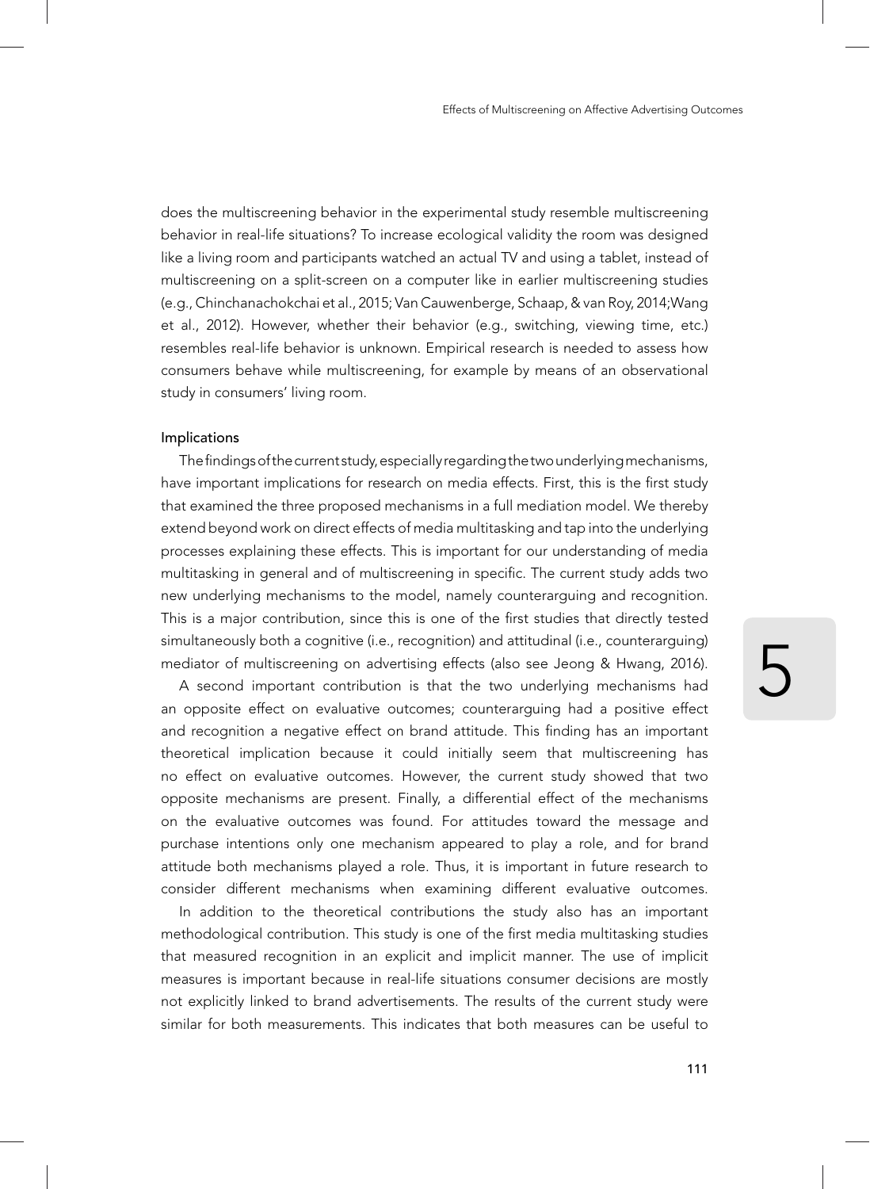does the multiscreening behavior in the experimental study resemble multiscreening behavior in real-life situations? To increase ecological validity the room was designed like a living room and participants watched an actual TV and using a tablet, instead of multiscreening on a split-screen on a computer like in earlier multiscreening studies (e.g., Chinchanachokchai et al., 2015; Van Cauwenberge, Schaap, & van Roy, 2014; Wang et al., 2012). However, whether their behavior (e.g., switching, viewing time, etc.) resembles real-life behavior is unknown. Empirical research is needed to assess how consumers behave while multiscreening, for example by means of an observational study in consumers' living room.

### Implications

The findings of the current study, especially regarding the two underlying mechanisms, have important implications for research on media effects. First, this is the first study that examined the three proposed mechanisms in a full mediation model. We thereby extend beyond work on direct effects of media multitasking and tap into the underlying processes explaining these effects. This is important for our understanding of media multitasking in general and of multiscreening in specific. The current study adds two new underlying mechanisms to the model, namely counterarguing and recognition. This is a major contribution, since this is one of the first studies that directly tested simultaneously both a cognitive (i.e., recognition) and attitudinal (i.e., counterarguing) mediator of multiscreening on advertising effects (also see Jeong & Hwang, 2016).

A second important contribution is that the two underlying mechanisms had an opposite effect on evaluative outcomes; counterarguing had a positive effect and recognition a negative effect on brand attitude. This finding has an important theoretical implication because it could initially seem that multiscreening has no effect on evaluative outcomes. However, the current study showed that two opposite mechanisms are present. Finally, a differential effect of the mechanisms on the evaluative outcomes was found. For attitudes toward the message and purchase intentions only one mechanism appeared to play a role, and for brand attitude both mechanisms played a role. Thus, it is important in future research to consider different mechanisms when examining different evaluative outcomes.

In addition to the theoretical contributions the study also has an important methodological contribution. This study is one of the first media multitasking studies that measured recognition in an explicit and implicit manner. The use of implicit measures is important because in real-life situations consumer decisions are mostly not explicitly linked to brand advertisements. The results of the current study were similar for both measurements. This indicates that both measures can be useful to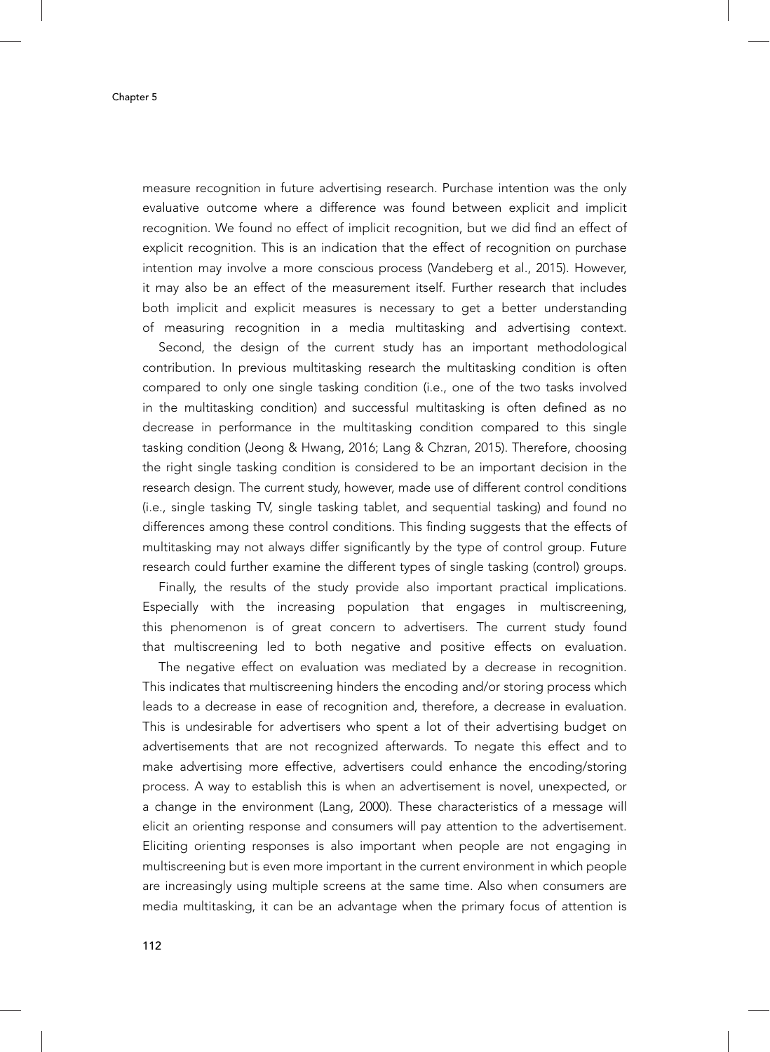measure recognition in future advertising research. Purchase intention was the only evaluative outcome where a difference was found between explicit and implicit recognition. We found no effect of implicit recognition, but we did find an effect of explicit recognition. This is an indication that the effect of recognition on purchase intention may involve a more conscious process (Vandeberg et al., 2015). However, it may also be an effect of the measurement itself. Further research that includes both implicit and explicit measures is necessary to get a better understanding of measuring recognition in a media multitasking and advertising context.

Second, the design of the current study has an important methodological contribution. In previous multitasking research the multitasking condition is often compared to only one single tasking condition (i.e., one of the two tasks involved in the multitasking condition) and successful multitasking is often defined as no decrease in performance in the multitasking condition compared to this single tasking condition (Jeong & Hwang, 2016; Lang & Chzran, 2015). Therefore, choosing the right single tasking condition is considered to be an important decision in the research design. The current study, however, made use of different control conditions (i.e., single tasking TV, single tasking tablet, and sequential tasking) and found no differences among these control conditions. This finding suggests that the effects of multitasking may not always differ significantly by the type of control group. Future research could further examine the different types of single tasking (control) groups.

Finally, the results of the study provide also important practical implications. Especially with the increasing population that engages in multiscreening, this phenomenon is of great concern to advertisers. The current study found that multiscreening led to both negative and positive effects on evaluation.

The negative effect on evaluation was mediated by a decrease in recognition. This indicates that multiscreening hinders the encoding and/or storing process which leads to a decrease in ease of recognition and, therefore, a decrease in evaluation. This is undesirable for advertisers who spent a lot of their advertising budget on advertisements that are not recognized afterwards. To negate this effect and to make advertising more effective, advertisers could enhance the encoding/storing process. A way to establish this is when an advertisement is novel, unexpected, or a change in the environment (Lang, 2000). These characteristics of a message will elicit an orienting response and consumers will pay attention to the advertisement. Eliciting orienting responses is also important when people are not engaging in multiscreening but is even more important in the current environment in which people are increasingly using multiple screens at the same time. Also when consumers are media multitasking, it can be an advantage when the primary focus of attention is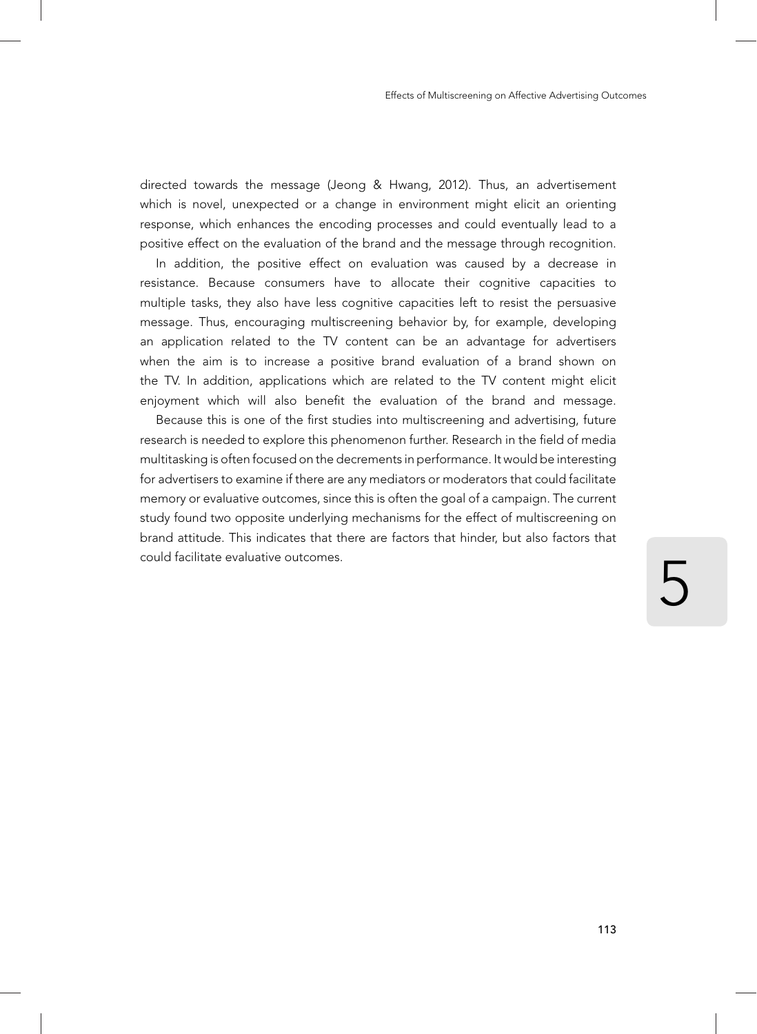directed towards the message (Jeong & Hwang, 2012). Thus, an advertisement which is novel, unexpected or a change in environment might elicit an orienting response, which enhances the encoding processes and could eventually lead to a positive effect on the evaluation of the brand and the message through recognition.

In addition, the positive effect on evaluation was caused by a decrease in resistance. Because consumers have to allocate their cognitive capacities to multiple tasks, they also have less cognitive capacities left to resist the persuasive message. Thus, encouraging multiscreening behavior by, for example, developing an application related to the TV content can be an advantage for advertisers when the aim is to increase a positive brand evaluation of a brand shown on the TV. In addition, applications which are related to the TV content might elicit enjoyment which will also benefit the evaluation of the brand and message.

Because this is one of the first studies into multiscreening and advertising, future research is needed to explore this phenomenon further. Research in the field of media multitasking is often focused on the decrements in performance. It would be interesting for advertisers to examine if there are any mediators or moderators that could facilitate memory or evaluative outcomes, since this is often the goal of a campaign. The current study found two opposite underlying mechanisms for the effect of multiscreening on brand attitude. This indicates that there are factors that hinder, but also factors that could facilitate evaluative outcomes.